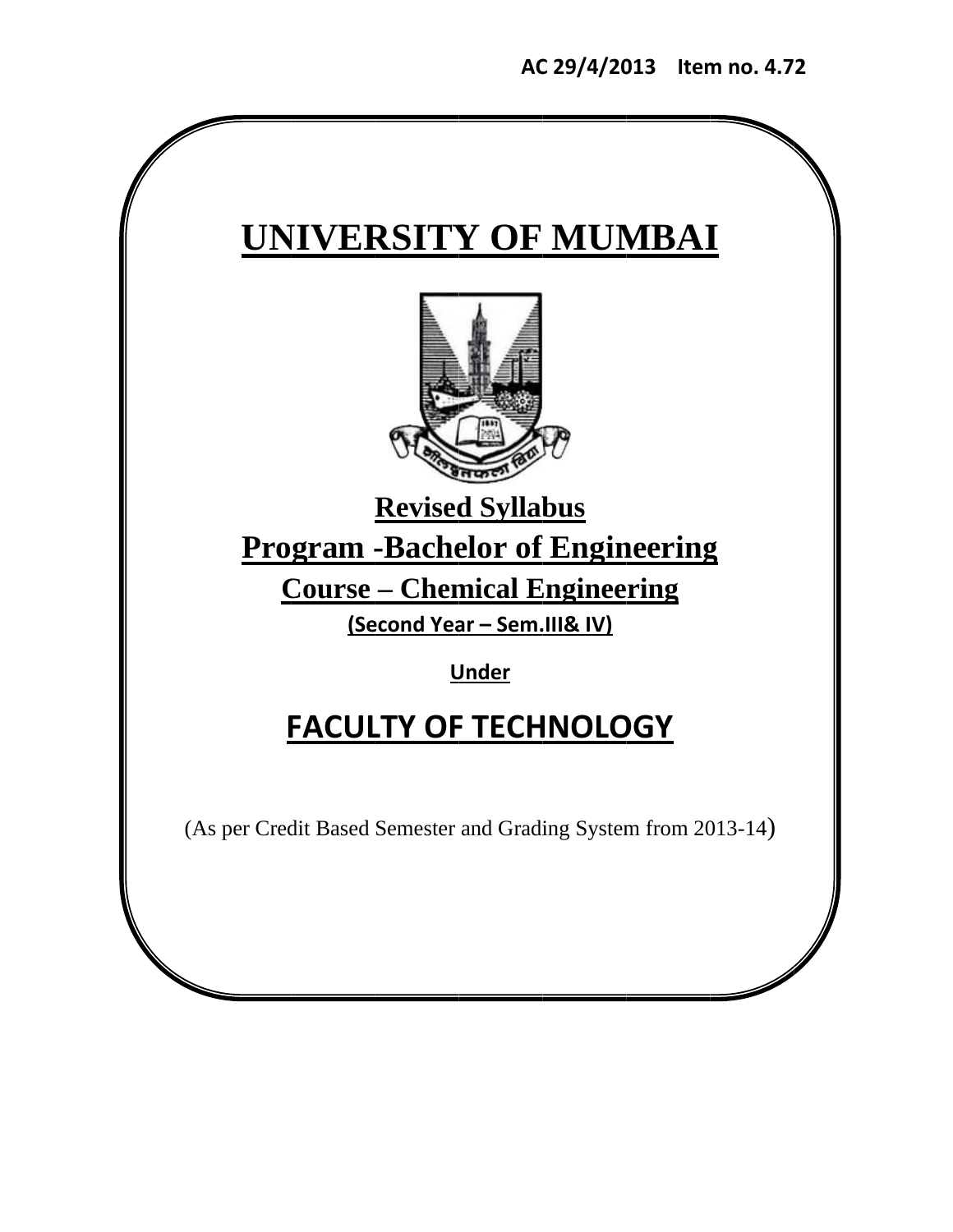AC 29/4/2013 Item no. 4.72

# UNIVERSITY OF MUMBAI

## Revised Syllabus

## Program -Bachelor of Engineering

### Course – Chemical Engineering

**(Second Year – Sem.III& IV)**

**Under**

## FACULTY OF TECHNOLOGY

(As per Credit Based Semester and Grading System from 2013-14)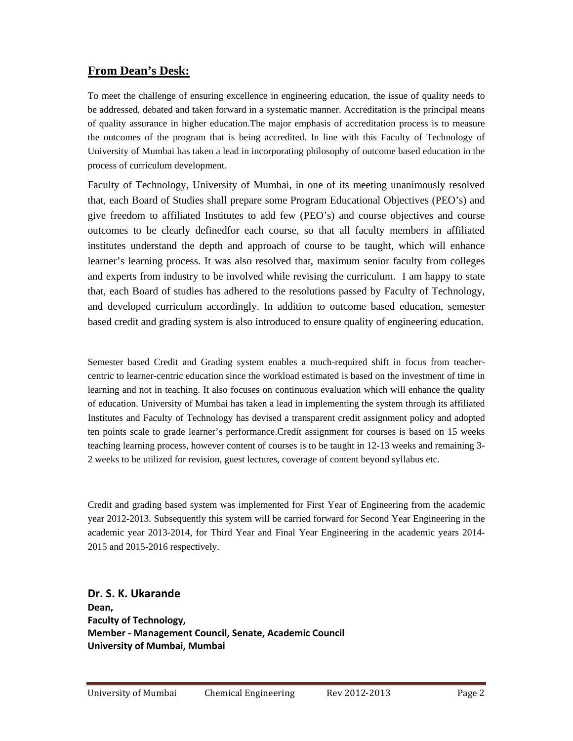## From Dean's Desk:

To meet the challenge of ensuring excellence in engineering education, the issue of quality needs to be addressed, debated and taken forward in a systematic manner. Accreditation is the principal means of quality assurance in higher education.The major emphasis of accreditation process is to measure the outcomes of the program that is being accredited. In line with this Faculty of Technology of University of Mumbai has taken a lead in incorporating philosophy of outcome based education in the process of curriculum development.

Faculty of Technology, University of Mumbai, in one of its meeting unanimously resolved that, each Board of Studies shall prepare some Program Educational Objectives (PEO's) and give freedom to affiliated Institutes to add few (PEO's) and course objectives and course outcomes to be clearly definedfor each course, so that all faculty members in affiliated institutes understand the depth and approach of course to be taught, which will enhance learner's learning process. It was also resolved that, maximum senior faculty from colleges and experts from industry to be involved while revising the curriculum. I am happy to state that, each Board of studies has adhered to the resolutions passed by Faculty of Technology, and developed curriculum accordingly. In addition to outcome based education, semester based credit and grading system is also introduced to ensure quality of engineering education.

Semester based Credit and Grading system enables a much-required shift in focus from teacher-centric to learner-centric education since the workload estimated is based on the investment of time in learning and not in teaching. It also focuses on continuous evaluation which will enhance the quality of education. University of Mumbai has taken a lead in implementing the system through its affiliated Institutes and Faculty of Technology has devised a transparent credit assignment policy and adopted ten points scale to grade learner's performance.Credit assignment for courses is based on 15 weeks teaching learning process, however content of courses is to be taught in 12-13 weeks and remaining 3-2 weeks to be utilized for revision, guest lectures, coverage of content beyond syllabus etc.

Credit and grading based system was implemented for First Year of Engineering from the academic year 2012-2013. Subsequently this system will be carried forward for Second Year Engineering in the academic year 2013-2014, for Third Year and Final Year Engineering in the academic years 2014-2015 and 2015-2016 respectively.

**Dr. S. K. Ukarande**
**Dean,**
**Faculty of Technology,**
**Member - Management Council, Senate, Academic Council**
**University of Mumbai, Mumbai**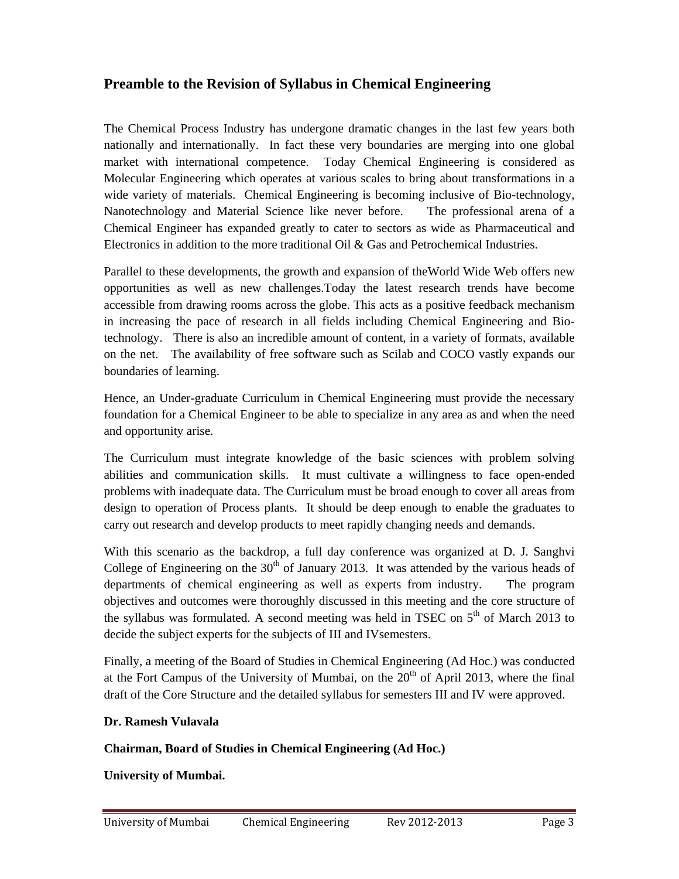## Preamble to the Revision of Syllabus in Chemical Engineering

The Chemical Process Industry has undergone dramatic changes in the last few years both nationally and internationally. In fact these very boundaries are merging into one global market with international competence. Today Chemical Engineering is considered as Molecular Engineering which operates at various scales to bring about transformations in a wide variety of materials. Chemical Engineering is becoming inclusive of Bio-technology, Nanotechnology and Material Science like never before. The professional arena of a Chemical Engineer has expanded greatly to cater to sectors as wide as Pharmaceutical and Electronics in addition to the more traditional Oil & Gas and Petrochemical Industries.

Parallel to these developments, the growth and expansion of theWorld Wide Web offers new opportunities as well as new challenges.Today the latest research trends have become accessible from drawing rooms across the globe. This acts as a positive feedback mechanism in increasing the pace of research in all fields including Chemical Engineering and Bio-technology. There is also an incredible amount of content, in a variety of formats, available on the net. The availability of free software such as Scilab and COCO vastly expands our boundaries of learning.

Hence, an Under-graduate Curriculum in Chemical Engineering must provide the necessary foundation for a Chemical Engineer to be able to specialize in any area as and when the need and opportunity arise.

The Curriculum must integrate knowledge of the basic sciences with problem solving abilities and communication skills. It must cultivate a willingness to face open-ended problems with inadequate data. The Curriculum must be broad enough to cover all areas from design to operation of Process plants. It should be deep enough to enable the graduates to carry out research and develop products to meet rapidly changing needs and demands.

With this scenario as the backdrop, a full day conference was organized at D. J. Sanghvi College of Engineering on the 30th of January 2013. It was attended by the various heads of departments of chemical engineering as well as experts from industry. The program objectives and outcomes were thoroughly discussed in this meeting and the core structure of the syllabus was formulated. A second meeting was held in TSEC on 5th of March 2013 to decide the subject experts for the subjects of III and IVsemesters.

Finally, a meeting of the Board of Studies in Chemical Engineering (Ad Hoc.) was conducted at the Fort Campus of the University of Mumbai, on the 20th of April 2013, where the final draft of the Core Structure and the detailed syllabus for semesters III and IV were approved.

**Dr. Ramesh Vulavala**

**Chairman, Board of Studies in Chemical Engineering (Ad Hoc.)**

**University of Mumbai.**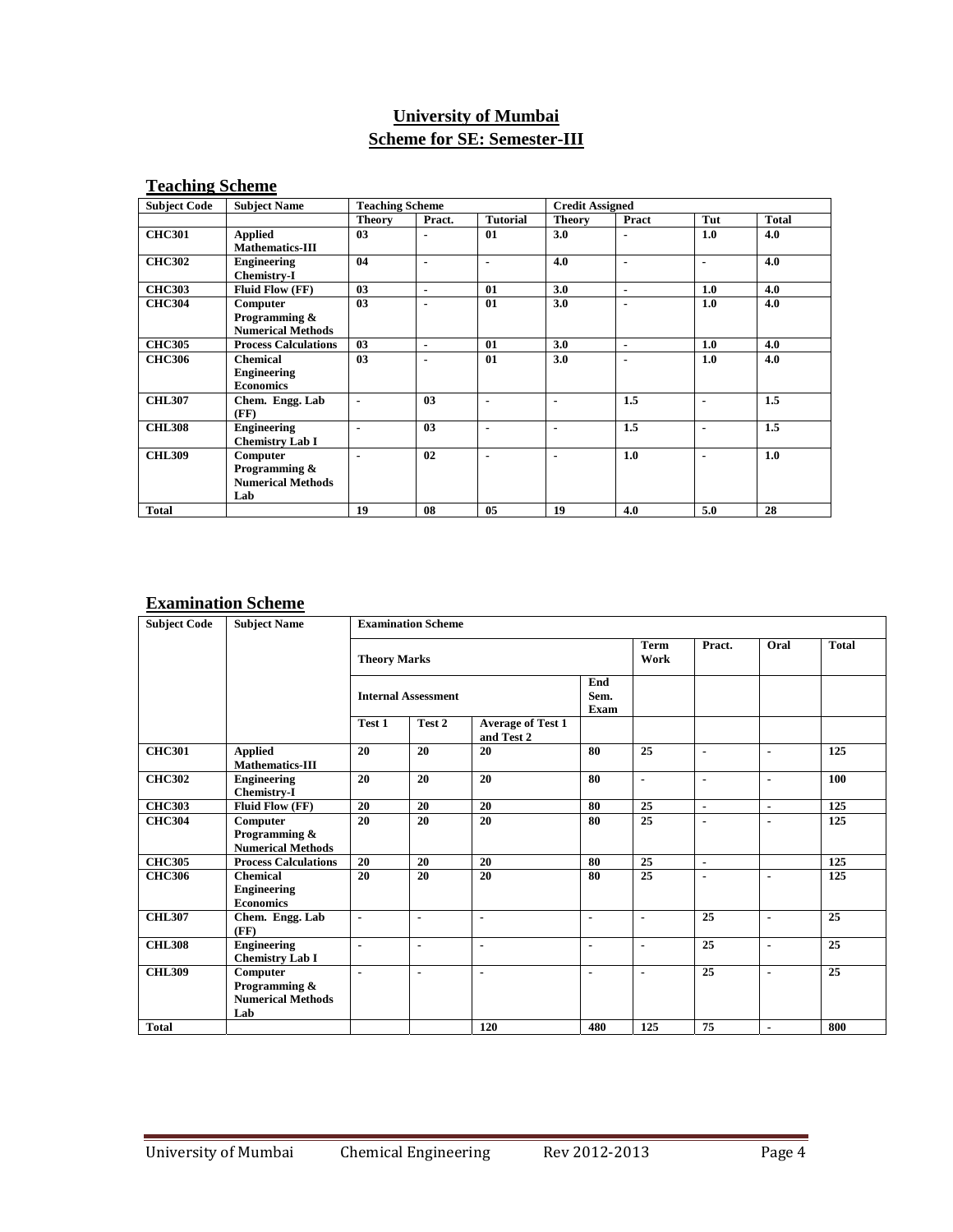# University of Mumbai
## Scheme for SE: Semester-III

### Teaching Scheme

| Subject Code | Subject Name | Teaching Scheme | | | Credit Assigned | | | |
|---|---|---|---|---|---|---|---|---|
| | | Theory | Pract. | Tutorial | Theory | Pract | Tut | Total |
| CHC301 | Applied Mathematics-III | 03 | - | 01 | 3.0 | - | 1.0 | 4.0 |
| CHC302 | Engineering Chemistry-I | 04 | - | - | 4.0 | - | - | 4.0 |
| CHC303 | Fluid Flow (FF) | 03 | - | 01 | 3.0 | - | 1.0 | 4.0 |
| CHC304 | Computer Programming & Numerical Methods | 03 | - | 01 | 3.0 | - | 1.0 | 4.0 |
| CHC305 | Process Calculations | 03 | - | 01 | 3.0 | - | 1.0 | 4.0 |
| CHC306 | Chemical Engineering Economics | 03 | - | 01 | 3.0 | - | 1.0 | 4.0 |
| CHL307 | Chem. Engg. Lab (FF) | - | 03 | - | - | 1.5 | - | 1.5 |
| CHL308 | Engineering Chemistry Lab I | - | 03 | - | - | 1.5 | - | 1.5 |
| CHL309 | Computer Programming & Numerical Methods Lab | - | 02 | - | - | 1.0 | - | 1.0 |
| Total | | 19 | 08 | 05 | 19 | 4.0 | 5.0 | 28 |

### Examination Scheme

| Subject Code | Subject Name | Examination Scheme | | | | | | | |
|---|---|---|---|---|---|---|---|---|---|
| | | Theory Marks | | | | Term Work | Pract. | Oral | Total |
| | | Internal Assessment | | | End Sem. Exam | | | | |
| | | Test 1 | Test 2 | Average of Test 1 and Test 2 | | | | | |
| CHC301 | Applied Mathematics-III | 20 | 20 | 20 | 80 | 25 | - | - | 125 |
| CHC302 | Engineering Chemistry-I | 20 | 20 | 20 | 80 | - | - | - | 100 |
| CHC303 | Fluid Flow (FF) | 20 | 20 | 20 | 80 | 25 | - | - | 125 |
| CHC304 | Computer Programming & Numerical Methods | 20 | 20 | 20 | 80 | 25 | - | - | 125 |
| CHC305 | Process Calculations | 20 | 20 | 20 | 80 | 25 | - | | 125 |
| CHC306 | Chemical Engineering Economics | 20 | 20 | 20 | 80 | 25 | - | - | 125 |
| CHL307 | Chem. Engg. Lab (FF) | - | - | - | - | - | 25 | - | 25 |
| CHL308 | Engineering Chemistry Lab I | - | - | - | - | - | 25 | - | 25 |
| CHL309 | Computer Programming & Numerical Methods Lab | - | - | - | - | - | 25 | - | 25 |
| Total | | | | 120 | 480 | 125 | 75 | - | 800 |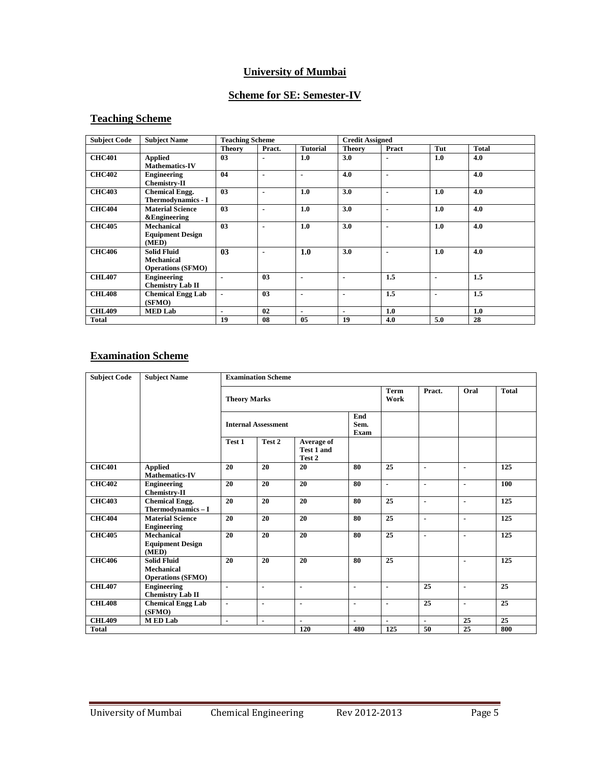## University of Mumbai

## Scheme for SE: Semester-IV

### Teaching Scheme

| Subject Code | Subject Name | Teaching Scheme | | | Credit Assigned | | | |
|---|---|---|---|---|---|---|---|---|
| | | Theory | Pract. | Tutorial | Theory | Pract | Tut | Total |
| CHC401 | Applied Mathematics-IV | 03 | - | 1.0 | 3.0 | - | 1.0 | 4.0 |
| CHC402 | Engineering Chemistry-II | 04 | - | - | 4.0 | - | | 4.0 |
| CHC403 | Chemical Engg. Thermodynamics - I | 03 | - | 1.0 | 3.0 | - | 1.0 | 4.0 |
| CHC404 | Material Science &Engineering | 03 | - | 1.0 | 3.0 | - | 1.0 | 4.0 |
| CHC405 | Mechanical Equipment Design (MED) | 03 | - | 1.0 | 3.0 | - | 1.0 | 4.0 |
| CHC406 | Solid Fluid Mechanical Operations (SFMO) | 03 | - | 1.0 | 3.0 | - | 1.0 | 4.0 |
| CHL407 | Engineering Chemistry Lab II | - | 03 | - | - | 1.5 | - | 1.5 |
| CHL408 | Chemical Engg Lab (SFMO) | - | 03 | - | - | 1.5 | - | 1.5 |
| CHL409 | MED Lab | - | 02 | - | - | 1.0 | | 1.0 |
| Total | | 19 | 08 | 05 | 19 | 4.0 | 5.0 | 28 |

### Examination Scheme

| Subject Code | Subject Name | Examination Scheme | | | | | | | |
|---|---|---|---|---|---|---|---|---|---|
| | | Theory Marks | | | | Term Work | Pract. | Oral | Total |
| | | Internal Assessment | | | End Sem. Exam | | | | |
| | | Test 1 | Test 2 | Average of Test 1 and Test 2 | | | | | |
| CHC401 | Applied Mathematics-IV | 20 | 20 | 20 | 80 | 25 | - | - | 125 |
| CHC402 | Engineering Chemistry-II | 20 | 20 | 20 | 80 | - | - | - | 100 |
| CHC403 | Chemical Engg. Thermodynamics – I | 20 | 20 | 20 | 80 | 25 | - | - | 125 |
| CHC404 | Material Science Engineering | 20 | 20 | 20 | 80 | 25 | - | - | 125 |
| CHC405 | Mechanical Equipment Design (MED) | 20 | 20 | 20 | 80 | 25 | - | - | 125 |
| CHC406 | Solid Fluid Mechanical Operations (SFMO) | 20 | 20 | 20 | 80 | 25 | | - | 125 |
| CHL407 | Engineering Chemistry Lab II | - | - | - | - | - | 25 | - | 25 |
| CHL408 | Chemical Engg Lab (SFMO) | - | - | - | - | - | 25 | - | 25 |
| CHL409 | M ED Lab | - | - | - | - | - | - | 25 | 25 |
| Total | | | | 120 | 480 | 125 | 50 | 25 | 800 |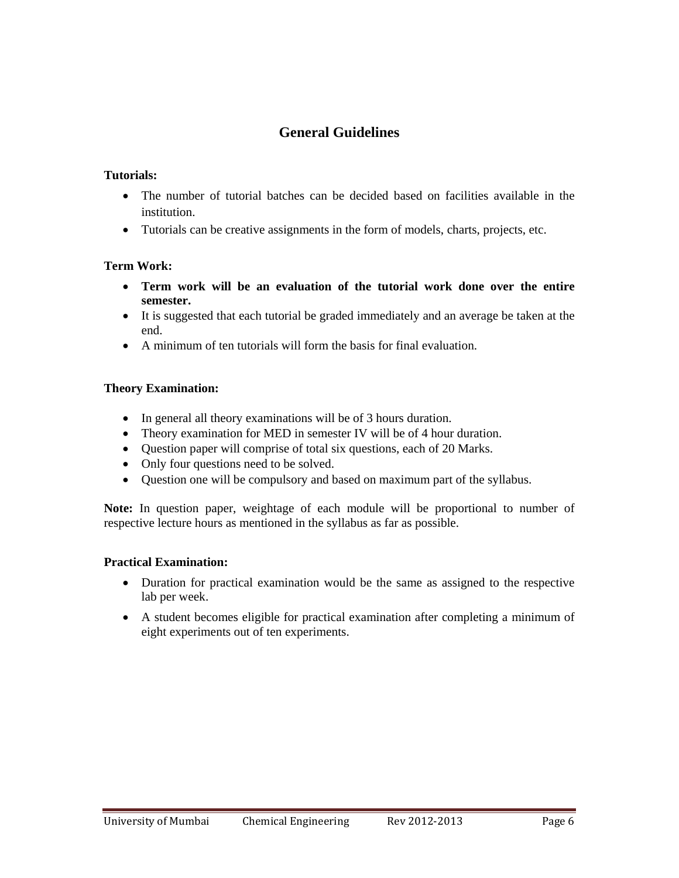## General Guidelines

**Tutorials:**

- The number of tutorial batches can be decided based on facilities available in the institution.
- Tutorials can be creative assignments in the form of models, charts, projects, etc.

**Term Work:**

- **Term work will be an evaluation of the tutorial work done over the entire semester.**
- It is suggested that each tutorial be graded immediately and an average be taken at the end.
- A minimum of ten tutorials will form the basis for final evaluation.

**Theory Examination:**

- In general all theory examinations will be of 3 hours duration.
- Theory examination for MED in semester IV will be of 4 hour duration.
- Question paper will comprise of total six questions, each of 20 Marks.
- Only four questions need to be solved.
- Question one will be compulsory and based on maximum part of the syllabus.

**Note:** In question paper, weightage of each module will be proportional to number of respective lecture hours as mentioned in the syllabus as far as possible.

**Practical Examination:**

- Duration for practical examination would be the same as assigned to the respective lab per week.
- A student becomes eligible for practical examination after completing a minimum of eight experiments out of ten experiments.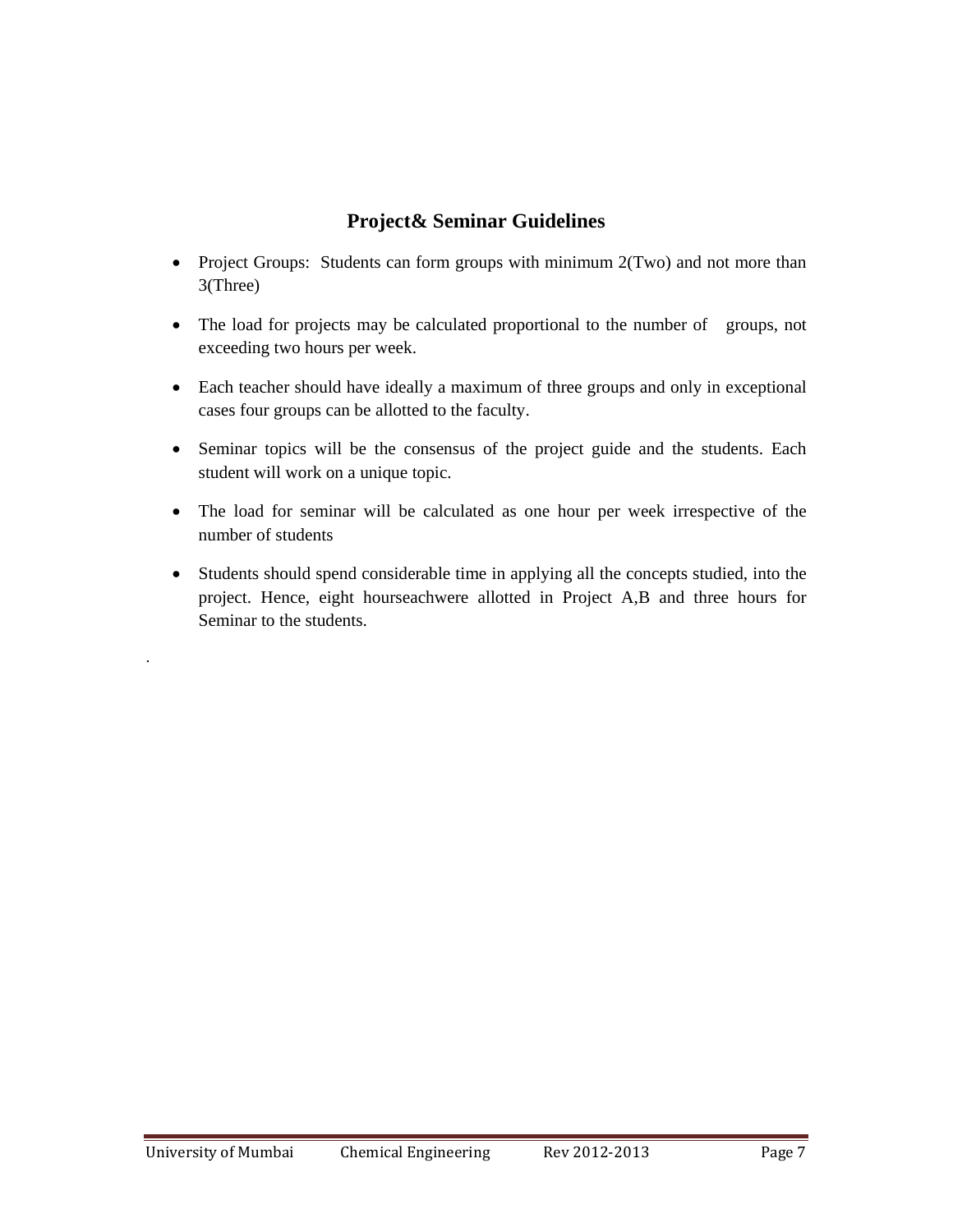## Project& Seminar Guidelines

- Project Groups: Students can form groups with minimum 2(Two) and not more than 3(Three)
- The load for projects may be calculated proportional to the number of groups, not exceeding two hours per week.
- Each teacher should have ideally a maximum of three groups and only in exceptional cases four groups can be allotted to the faculty.
- Seminar topics will be the consensus of the project guide and the students. Each student will work on a unique topic.
- The load for seminar will be calculated as one hour per week irrespective of the number of students
- Students should spend considerable time in applying all the concepts studied, into the project. Hence, eight hourseachwere allotted in Project A,B and three hours for Seminar to the students.

.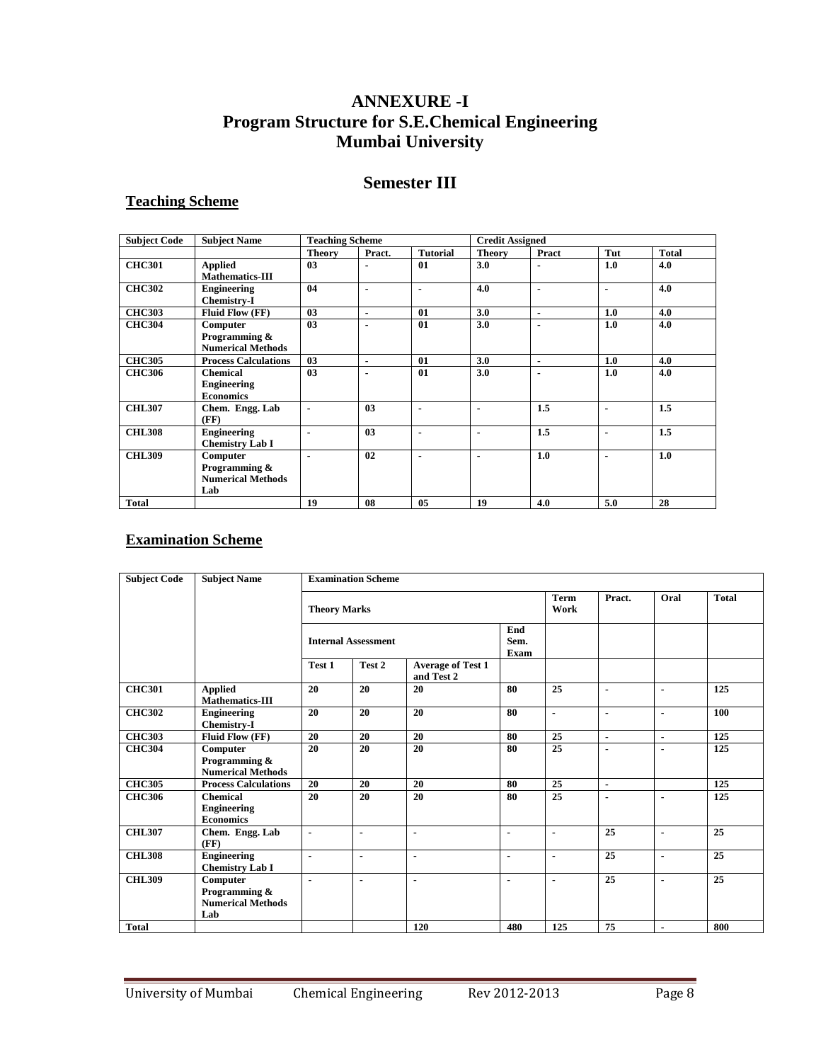# ANNEXURE -I
# Program Structure for S.E.Chemical Engineering
# Mumbai University

## Semester III

### Teaching Scheme

| Subject Code | Subject Name | Teaching Scheme | | | Credit Assigned | | | |
|---|---|---|---|---|---|---|---|---|
| | | Theory | Pract. | Tutorial | Theory | Pract | Tut | Total |
| CHC301 | Applied Mathematics-III | 03 | - | 01 | 3.0 | - | 1.0 | 4.0 |
| CHC302 | Engineering Chemistry-I | 04 | - | - | 4.0 | - | - | 4.0 |
| CHC303 | Fluid Flow (FF) | 03 | - | 01 | 3.0 | - | 1.0 | 4.0 |
| CHC304 | Computer Programming & Numerical Methods | 03 | - | 01 | 3.0 | - | 1.0 | 4.0 |
| CHC305 | Process Calculations | 03 | - | 01 | 3.0 | - | 1.0 | 4.0 |
| CHC306 | Chemical Engineering Economics | 03 | - | 01 | 3.0 | - | 1.0 | 4.0 |
| CHL307 | Chem. Engg. Lab (FF) | - | 03 | - | - | 1.5 | - | 1.5 |
| CHL308 | Engineering Chemistry Lab I | - | 03 | - | - | 1.5 | - | 1.5 |
| CHL309 | Computer Programming & Numerical Methods Lab | - | 02 | - | - | 1.0 | - | 1.0 |
| Total | | 19 | 08 | 05 | 19 | 4.0 | 5.0 | 28 |

### Examination Scheme

| Subject Code | Subject Name | Examination Scheme | | | | | | | |
|---|---|---|---|---|---|---|---|---|---|
| | | Theory Marks | | | | Term Work | Pract. | Oral | Total |
| | | Internal Assessment | | | End Sem. Exam | | | | |
| | | Test 1 | Test 2 | Average of Test 1 and Test 2 | | | | | |
| CHC301 | Applied Mathematics-III | 20 | 20 | 20 | 80 | 25 | - | - | 125 |
| CHC302 | Engineering Chemistry-I | 20 | 20 | 20 | 80 | - | - | - | 100 |
| CHC303 | Fluid Flow (FF) | 20 | 20 | 20 | 80 | 25 | - | - | 125 |
| CHC304 | Computer Programming & Numerical Methods | 20 | 20 | 20 | 80 | 25 | - | - | 125 |
| CHC305 | Process Calculations | 20 | 20 | 20 | 80 | 25 | - | | 125 |
| CHC306 | Chemical Engineering Economics | 20 | 20 | 20 | 80 | 25 | - | - | 125 |
| CHL307 | Chem. Engg. Lab (FF) | - | - | - | - | - | 25 | - | 25 |
| CHL308 | Engineering Chemistry Lab I | - | - | - | - | - | 25 | - | 25 |
| CHL309 | Computer Programming & Numerical Methods Lab | - | - | - | - | - | 25 | - | 25 |
| Total | | | | 120 | 480 | 125 | 75 | - | 800 |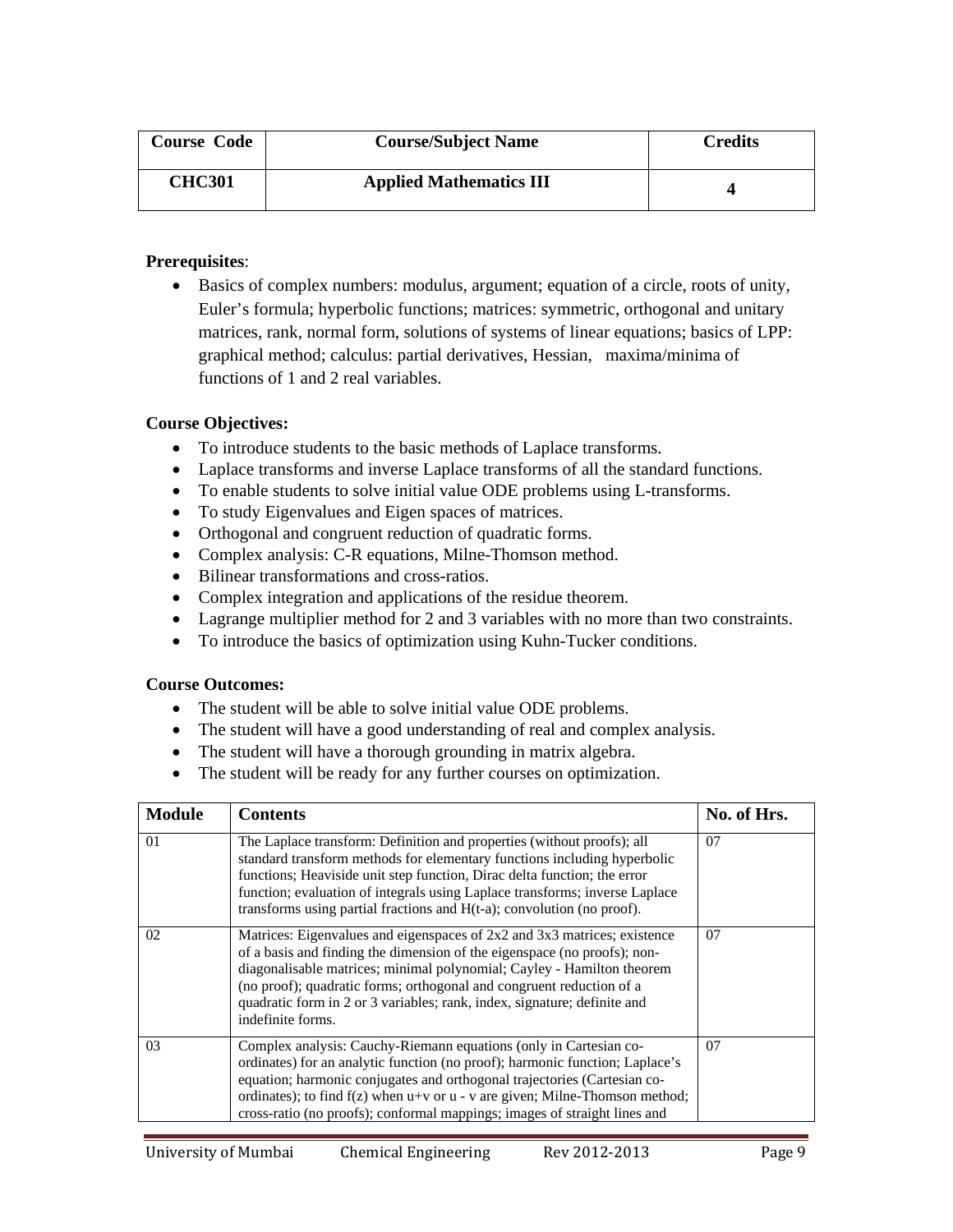| Course Code | Course/Subject Name | Credits |
|---|---|---|
| CHC301 | Applied Mathematics III | 4 |

**Prerequisites**:

- Basics of complex numbers: modulus, argument; equation of a circle, roots of unity, Euler's formula; hyperbolic functions; matrices: symmetric, orthogonal and unitary matrices, rank, normal form, solutions of systems of linear equations; basics of LPP: graphical method; calculus: partial derivatives, Hessian, maxima/minima of functions of 1 and 2 real variables.

**Course Objectives:**

- To introduce students to the basic methods of Laplace transforms.
- Laplace transforms and inverse Laplace transforms of all the standard functions.
- To enable students to solve initial value ODE problems using L-transforms.
- To study Eigenvalues and Eigen spaces of matrices.
- Orthogonal and congruent reduction of quadratic forms.
- Complex analysis: C-R equations, Milne-Thomson method.
- Bilinear transformations and cross-ratios.
- Complex integration and applications of the residue theorem.
- Lagrange multiplier method for 2 and 3 variables with no more than two constraints.
- To introduce the basics of optimization using Kuhn-Tucker conditions.

**Course Outcomes:**

- The student will be able to solve initial value ODE problems.
- The student will have a good understanding of real and complex analysis.
- The student will have a thorough grounding in matrix algebra.
- The student will be ready for any further courses on optimization.

| Module | Contents | No. of Hrs. |
|---|---|---|
| 01 | The Laplace transform: Definition and properties (without proofs); all standard transform methods for elementary functions including hyperbolic functions; Heaviside unit step function, Dirac delta function; the error function; evaluation of integrals using Laplace transforms; inverse Laplace transforms using partial fractions and H(t-a); convolution (no proof). | 07 |
| 02 | Matrices: Eigenvalues and eigenspaces of 2x2 and 3x3 matrices; existence of a basis and finding the dimension of the eigenspace (no proofs); non-diagonalisable matrices; minimal polynomial; Cayley - Hamilton theorem (no proof); quadratic forms; orthogonal and congruent reduction of a quadratic form in 2 or 3 variables; rank, index, signature; definite and indefinite forms. | 07 |
| 03 | Complex analysis: Cauchy-Riemann equations (only in Cartesian co-ordinates) for an analytic function (no proof); harmonic function; Laplace's equation; harmonic conjugates and orthogonal trajectories (Cartesian co-ordinates); to find f(z) when u+v or u - v are given; Milne-Thomson method; cross-ratio (no proofs); conformal mappings; images of straight lines and | 07 |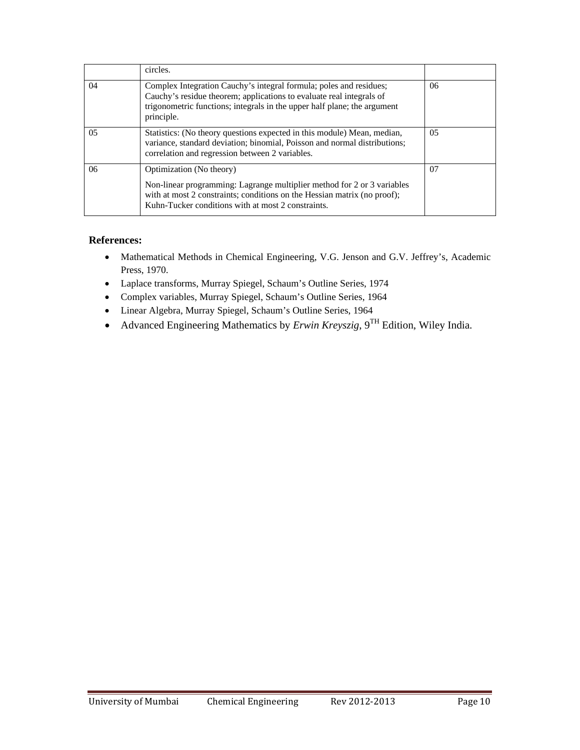| | | |
|---|---|---|
| | circles. | |
| 04 | Complex Integration Cauchy's integral formula; poles and residues; Cauchy's residue theorem; applications to evaluate real integrals of trigonometric functions; integrals in the upper half plane; the argument principle. | 06 |
| 05 | Statistics: (No theory questions expected in this module) Mean, median, variance, standard deviation; binomial, Poisson and normal distributions; correlation and regression between 2 variables. | 05 |
| 06 | Optimization (No theory)<br><br>Non-linear programming: Lagrange multiplier method for 2 or 3 variables with at most 2 constraints; conditions on the Hessian matrix (no proof); Kuhn-Tucker conditions with at most 2 constraints. | 07 |

**References:**

- Mathematical Methods in Chemical Engineering, V.G. Jenson and G.V. Jeffrey's, Academic Press, 1970.
- Laplace transforms, Murray Spiegel, Schaum's Outline Series, 1974
- Complex variables, Murray Spiegel, Schaum's Outline Series, 1964
- Linear Algebra, Murray Spiegel, Schaum's Outline Series, 1964
- Advanced Engineering Mathematics by *Erwin Kreyszig*, 9$^{TH}$ Edition, Wiley India.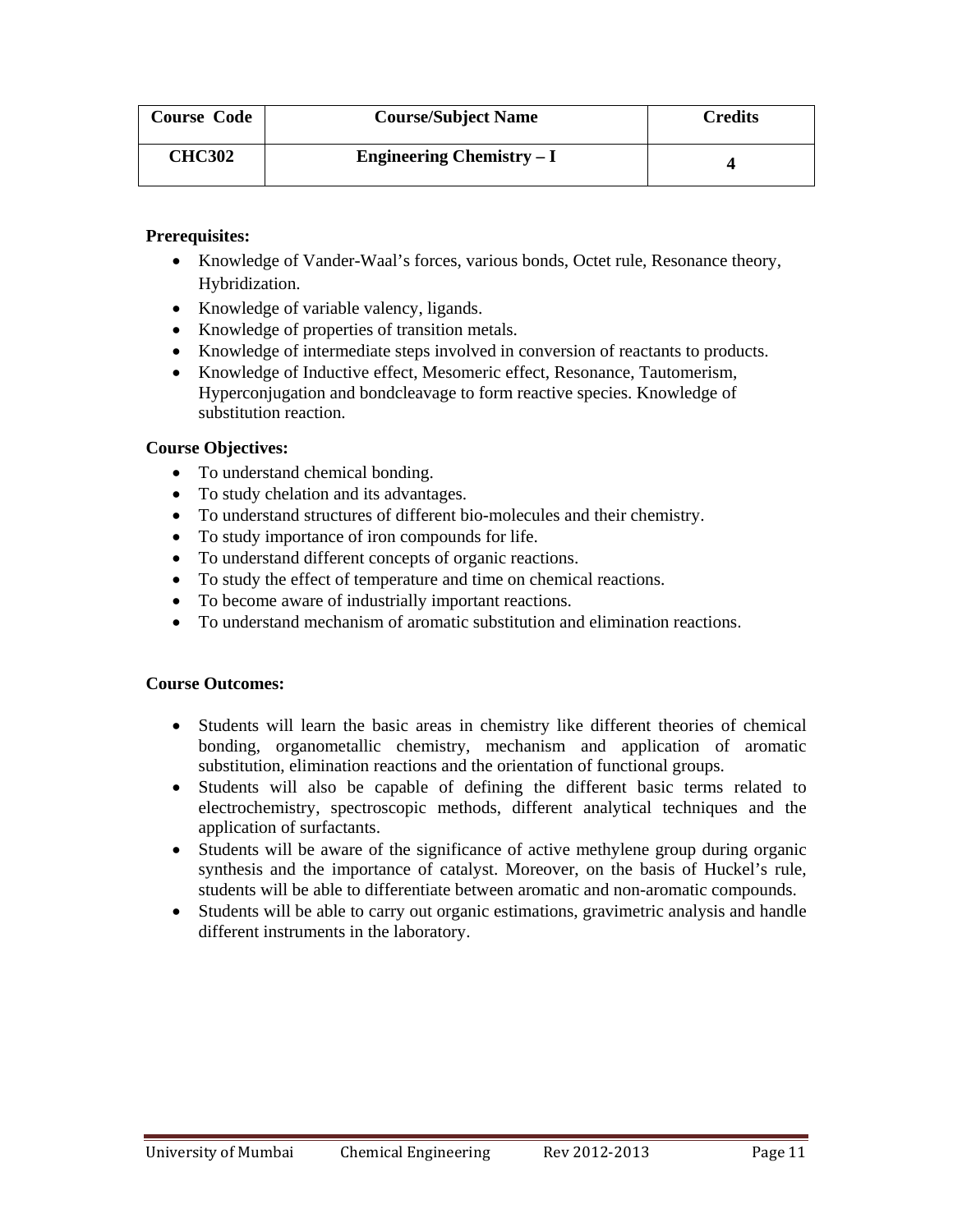| Course Code | Course/Subject Name | Credits |
| --- | --- | --- |
| **CHC302** | **Engineering Chemistry – I** | **4** |

**Prerequisites:**

- Knowledge of Vander-Waal's forces, various bonds, Octet rule, Resonance theory, Hybridization.
- Knowledge of variable valency, ligands.
- Knowledge of properties of transition metals.
- Knowledge of intermediate steps involved in conversion of reactants to products.
- Knowledge of Inductive effect, Mesomeric effect, Resonance, Tautomerism, Hyperconjugation and bondcleavage to form reactive species. Knowledge of substitution reaction.

**Course Objectives:**

- To understand chemical bonding.
- To study chelation and its advantages.
- To understand structures of different bio-molecules and their chemistry.
- To study importance of iron compounds for life.
- To understand different concepts of organic reactions.
- To study the effect of temperature and time on chemical reactions.
- To become aware of industrially important reactions.
- To understand mechanism of aromatic substitution and elimination reactions.

**Course Outcomes:**

- Students will learn the basic areas in chemistry like different theories of chemical bonding, organometallic chemistry, mechanism and application of aromatic substitution, elimination reactions and the orientation of functional groups.
- Students will also be capable of defining the different basic terms related to electrochemistry, spectroscopic methods, different analytical techniques and the application of surfactants.
- Students will be aware of the significance of active methylene group during organic synthesis and the importance of catalyst. Moreover, on the basis of Huckel's rule, students will be able to differentiate between aromatic and non-aromatic compounds.
- Students will be able to carry out organic estimations, gravimetric analysis and handle different instruments in the laboratory.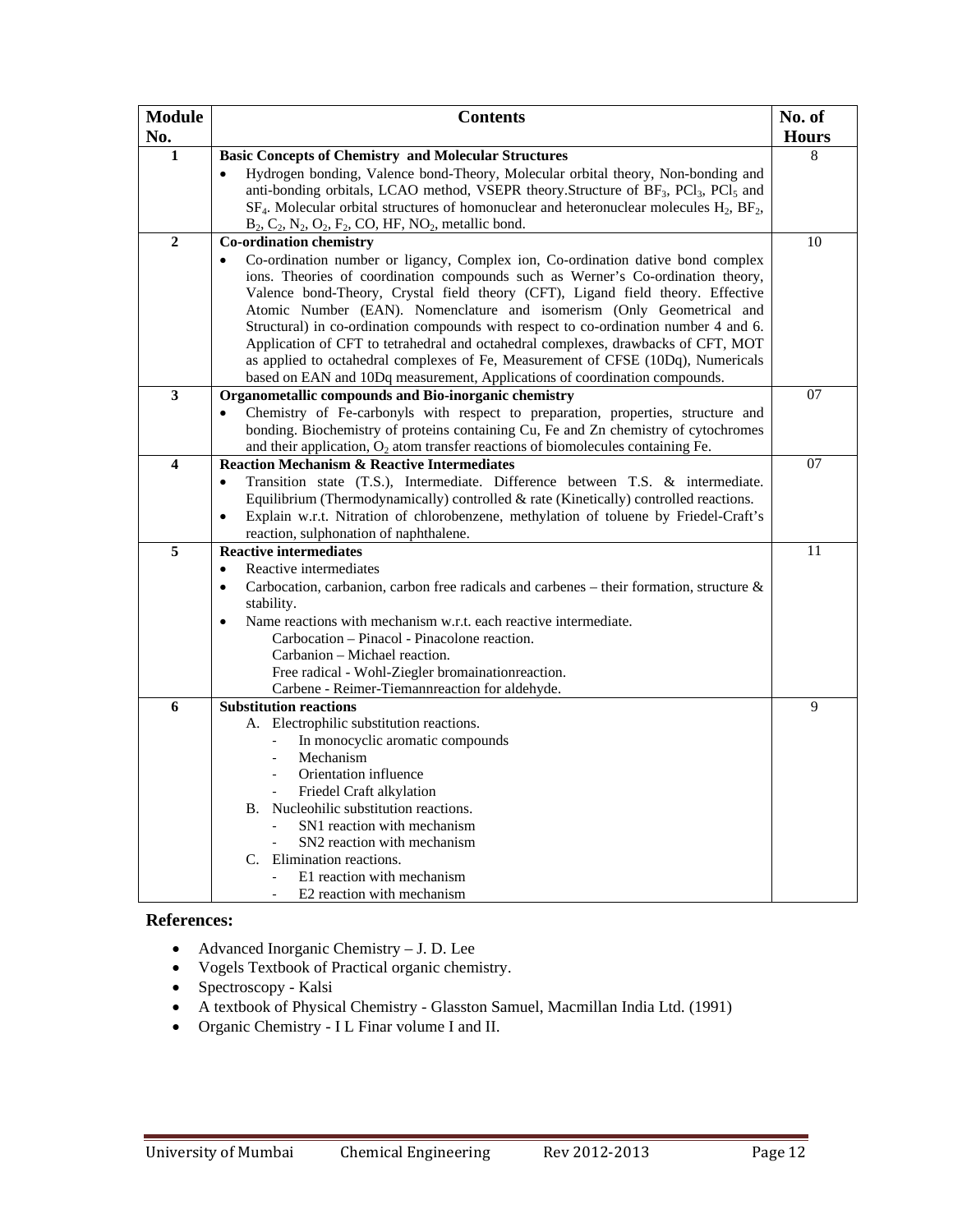| Module No. | Contents | No. of Hours |
|---|---|---|
| 1 | **Basic Concepts of Chemistry and Molecular Structures**<br>• Hydrogen bonding, Valence bond-Theory, Molecular orbital theory, Non-bonding and anti-bonding orbitals, LCAO method, VSEPR theory.Structure of $BF_3$, $PCl_3$, $PCl_5$ and $SF_4$. Molecular orbital structures of homonuclear and heteronuclear molecules $H_2$, $BF_2$, $B_2$, $C_2$, $N_2$, $O_2$, $F_2$, CO, HF, $NO_2$, metallic bond. | 8 |
| 2 | **Co-ordination chemistry**<br>• Co-ordination number or ligancy, Complex ion, Co-ordination dative bond complex ions. Theories of coordination compounds such as Werner's Co-ordination theory, Valence bond-Theory, Crystal field theory (CFT), Ligand field theory. Effective Atomic Number (EAN). Nomenclature and isomerism (Only Geometrical and Structural) in co-ordination compounds with respect to co-ordination number 4 and 6. Application of CFT to tetrahedral and octahedral complexes, drawbacks of CFT, MOT as applied to octahedral complexes of Fe, Measurement of CFSE (10Dq), Numericals based on EAN and 10Dq measurement, Applications of coordination compounds. | 10 |
| 3 | **Organometallic compounds and Bio-inorganic chemistry**<br>• Chemistry of Fe-carbonyls with respect to preparation, properties, structure and bonding. Biochemistry of proteins containing Cu, Fe and Zn chemistry of cytochromes and their application, $O_2$ atom transfer reactions of biomolecules containing Fe. | 07 |
| 4 | **Reaction Mechanism & Reactive Intermediates**<br>• Transition state (T.S.), Intermediate. Difference between T.S. & intermediate. Equilibrium (Thermodynamically) controlled & rate (Kinetically) controlled reactions.<br>• Explain w.r.t. Nitration of chlorobenzene, methylation of toluene by Friedel-Craft's reaction, sulphonation of naphthalene. | 07 |
| 5 | **Reactive intermediates**<br>• Reactive intermediates<br>• Carbocation, carbanion, carbon free radicals and carbenes – their formation, structure & stability.<br>• Name reactions with mechanism w.r.t. each reactive intermediate.<br>Carbocation – Pinacol - Pinacolone reaction.<br>Carbanion – Michael reaction.<br>Free radical - Wohl-Ziegler bromainationreaction.<br>Carbene - Reimer-Tiemannreaction for aldehyde. | 11 |
| 6 | **Substitution reactions**<br>A. Electrophilic substitution reactions.<br>- In monocyclic aromatic compounds<br>- Mechanism<br>- Orientation influence<br>- Friedel Craft alkylation<br>B. Nucleohilic substitution reactions.<br>- SN1 reaction with mechanism<br>- SN2 reaction with mechanism<br>C. Elimination reactions.<br>- E1 reaction with mechanism<br>- E2 reaction with mechanism | 9 |

**References:**

- Advanced Inorganic Chemistry – J. D. Lee
- Vogels Textbook of Practical organic chemistry.
- Spectroscopy - Kalsi
- A textbook of Physical Chemistry - Glasston Samuel, Macmillan India Ltd. (1991)
- Organic Chemistry - I L Finar volume I and II.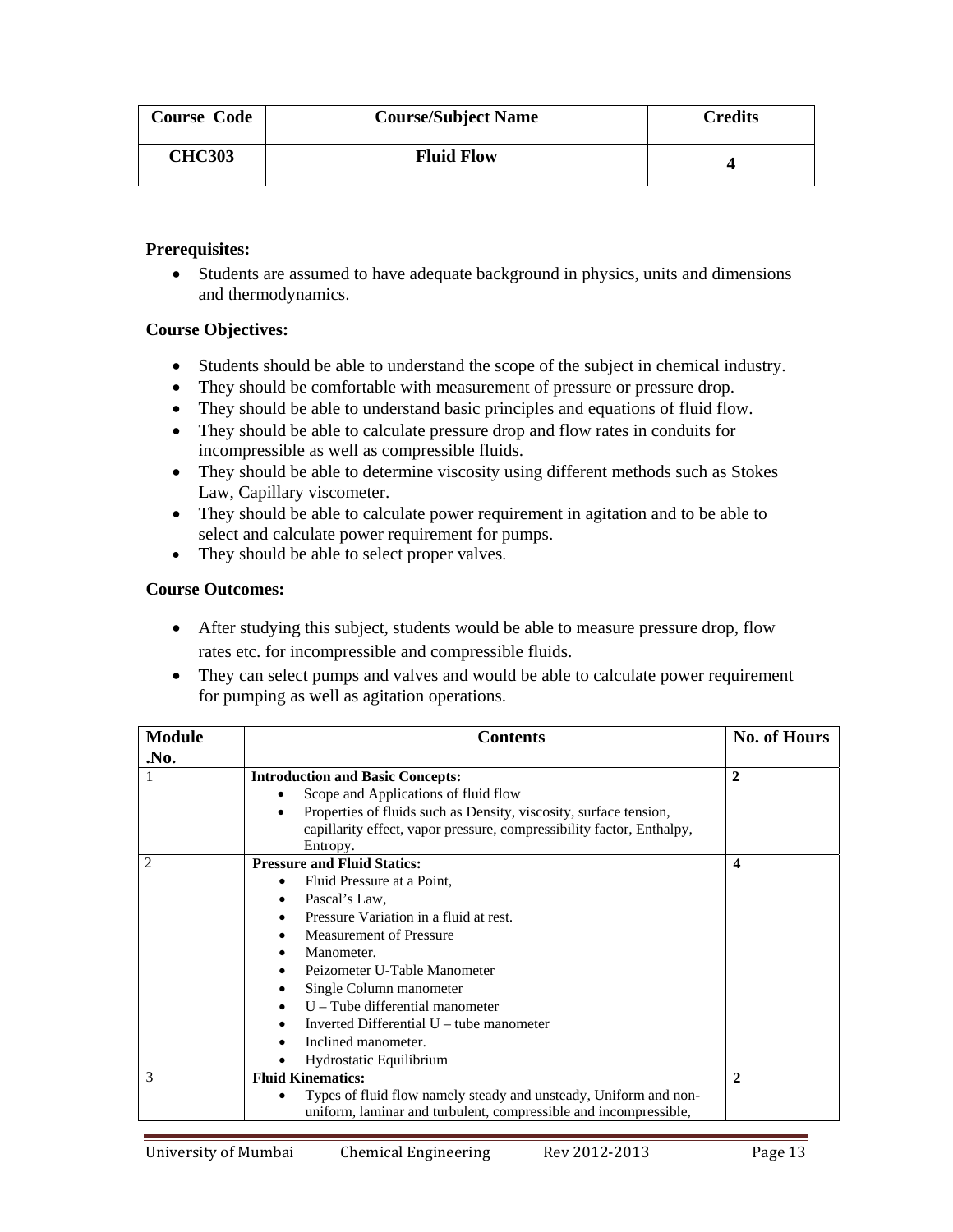| Course Code | Course/Subject Name | Credits |
|---|---|---|
| CHC303 | Fluid Flow | 4 |

**Prerequisites:**

- Students are assumed to have adequate background in physics, units and dimensions and thermodynamics.

**Course Objectives:**

- Students should be able to understand the scope of the subject in chemical industry.
- They should be comfortable with measurement of pressure or pressure drop.
- They should be able to understand basic principles and equations of fluid flow.
- They should be able to calculate pressure drop and flow rates in conduits for incompressible as well as compressible fluids.
- They should be able to determine viscosity using different methods such as Stokes Law, Capillary viscometer.
- They should be able to calculate power requirement in agitation and to be able to select and calculate power requirement for pumps.
- They should be able to select proper valves.

**Course Outcomes:**

- After studying this subject, students would be able to measure pressure drop, flow rates etc. for incompressible and compressible fluids.
- They can select pumps and valves and would be able to calculate power requirement for pumping as well as agitation operations.

| Module .No. | Contents | No. of Hours |
|---|---|---|
| 1 | **Introduction and Basic Concepts:**<br>• Scope and Applications of fluid flow<br>• Properties of fluids such as Density, viscosity, surface tension, capillarity effect, vapor pressure, compressibility factor, Enthalpy, Entropy. | 2 |
| 2 | **Pressure and Fluid Statics:**<br>• Fluid Pressure at a Point,<br>• Pascal's Law,<br>• Pressure Variation in a fluid at rest.<br>• Measurement of Pressure<br>• Manometer.<br>• Peizometer U-Table Manometer<br>• Single Column manometer<br>• U – Tube differential manometer<br>• Inverted Differential U – tube manometer<br>• Inclined manometer.<br>• Hydrostatic Equilibrium | 4 |
| 3 | **Fluid Kinematics:**<br>• Types of fluid flow namely steady and unsteady, Uniform and non-uniform, laminar and turbulent, compressible and incompressible, | 2 |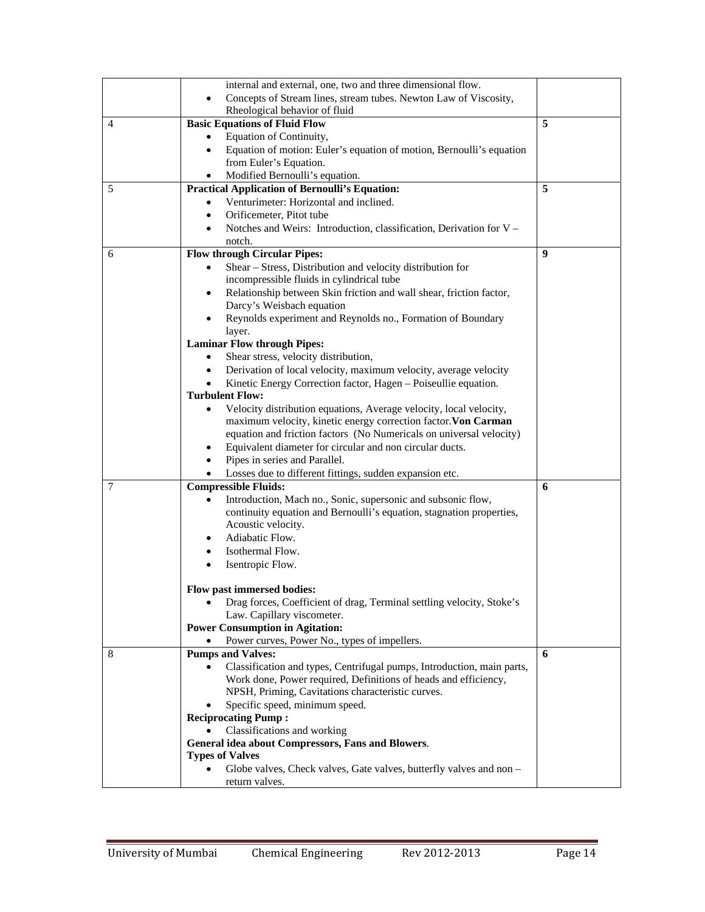| | | |
|---|---|---|
| | internal and external, one, two and three dimensional flow.<br>• Concepts of Stream lines, stream tubes. Newton Law of Viscosity, Rheological behavior of fluid | |
| 4 | **Basic Equations of Fluid Flow**<br>• Equation of Continuity,<br>• Equation of motion: Euler's equation of motion, Bernoulli's equation from Euler's Equation.<br>• Modified Bernoulli's equation. | **5** |
| 5 | **Practical Application of Bernoulli's Equation:**<br>• Venturimeter: Horizontal and inclined.<br>• Orificemeter, Pitot tube<br>• Notches and Weirs: Introduction, classification, Derivation for V – notch. | **5** |
| 6 | **Flow through Circular Pipes:**<br>• Shear – Stress, Distribution and velocity distribution for incompressible fluids in cylindrical tube<br>• Relationship between Skin friction and wall shear, friction factor, Darcy's Weisbach equation<br>• Reynolds experiment and Reynolds no., Formation of Boundary layer.<br>**Laminar Flow through Pipes:**<br>• Shear stress, velocity distribution,<br>• Derivation of local velocity, maximum velocity, average velocity<br>• Kinetic Energy Correction factor, Hagen – Poiseullie equation.<br>**Turbulent Flow:**<br>• Velocity distribution equations, Average velocity, local velocity, maximum velocity, kinetic energy correction factor.**Von Carman** equation and friction factors (No Numericals on universal velocity)<br>• Equivalent diameter for circular and non circular ducts.<br>• Pipes in series and Parallel.<br>• Losses due to different fittings, sudden expansion etc. | **9** |
| 7 | **Compressible Fluids:**<br>• Introduction, Mach no., Sonic, supersonic and subsonic flow, continuity equation and Bernoulli's equation, stagnation properties, Acoustic velocity.<br>• Adiabatic Flow.<br>• Isothermal Flow.<br>• Isentropic Flow.<br><br>**Flow past immersed bodies:**<br>• Drag forces, Coefficient of drag, Terminal settling velocity, Stoke's Law. Capillary viscometer.<br>**Power Consumption in Agitation:**<br>• Power curves, Power No., types of impellers. | **6** |
| 8 | **Pumps and Valves:**<br>• Classification and types, Centrifugal pumps, Introduction, main parts, Work done, Power required, Definitions of heads and efficiency, NPSH, Priming, Cavitations characteristic curves.<br>• Specific speed, minimum speed.<br>**Reciprocating Pump :**<br>• Classifications and working<br>**General idea about Compressors, Fans and Blowers**.<br>**Types of Valves**<br>• Globe valves, Check valves, Gate valves, butterfly valves and non – return valves. | **6** |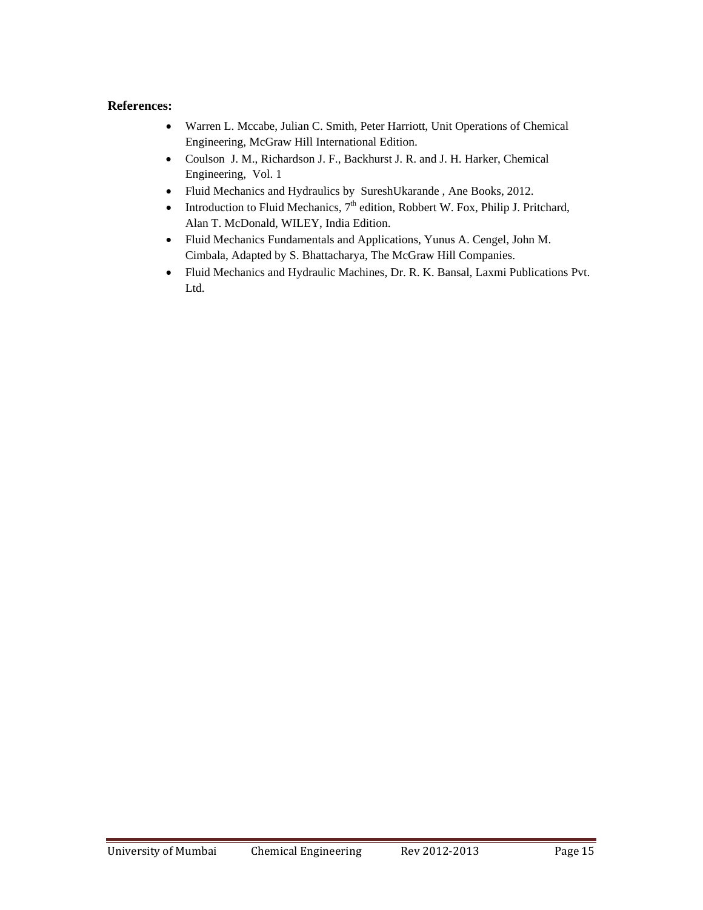**References:**

- Warren L. Mccabe, Julian C. Smith, Peter Harriott, Unit Operations of Chemical Engineering, McGraw Hill International Edition.
- Coulson J. M., Richardson J. F., Backhurst J. R. and J. H. Harker, Chemical Engineering, Vol. 1
- Fluid Mechanics and Hydraulics by SureshUkarande , Ane Books, 2012.
- Introduction to Fluid Mechanics, $7^{th}$ edition, Robbert W. Fox, Philip J. Pritchard, Alan T. McDonald, WILEY, India Edition.
- Fluid Mechanics Fundamentals and Applications, Yunus A. Cengel, John M. Cimbala, Adapted by S. Bhattacharya, The McGraw Hill Companies.
- Fluid Mechanics and Hydraulic Machines, Dr. R. K. Bansal, Laxmi Publications Pvt. Ltd.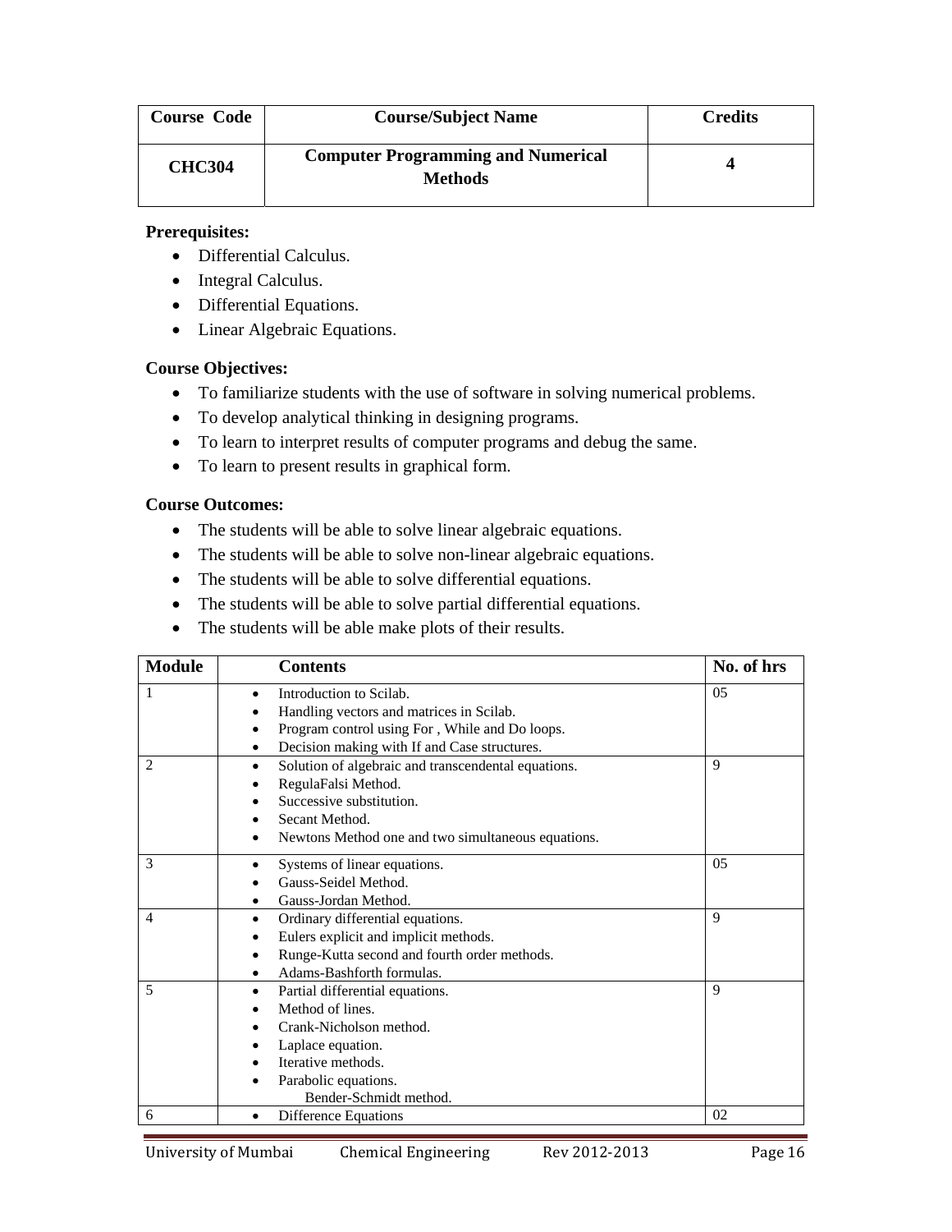| Course Code | Course/Subject Name | Credits |
|---|---|---|
| CHC304 | Computer Programming and Numerical Methods | 4 |

**Prerequisites:**

- Differential Calculus.
- Integral Calculus.
- Differential Equations.
- Linear Algebraic Equations.

**Course Objectives:**

- To familiarize students with the use of software in solving numerical problems.
- To develop analytical thinking in designing programs.
- To learn to interpret results of computer programs and debug the same.
- To learn to present results in graphical form.

**Course Outcomes:**

- The students will be able to solve linear algebraic equations.
- The students will be able to solve non-linear algebraic equations.
- The students will be able to solve differential equations.
- The students will be able to solve partial differential equations.
- The students will be able make plots of their results.

| Module | Contents | No. of hrs |
|---|---|---|
| 1 | • Introduction to Scilab.<br>• Handling vectors and matrices in Scilab.<br>• Program control using For , While and Do loops.<br>• Decision making with If and Case structures. | 05 |
| 2 | • Solution of algebraic and transcendental equations.<br>• RegulaFalsi Method.<br>• Successive substitution.<br>• Secant Method.<br>• Newtons Method one and two simultaneous equations. | 9 |
| 3 | • Systems of linear equations.<br>• Gauss-Seidel Method.<br>• Gauss-Jordan Method. | 05 |
| 4 | • Ordinary differential equations.<br>• Eulers explicit and implicit methods.<br>• Runge-Kutta second and fourth order methods.<br>• Adams-Bashforth formulas. | 9 |
| 5 | • Partial differential equations.<br>• Method of lines.<br>• Crank-Nicholson method.<br>• Laplace equation.<br>• Iterative methods.<br>• Parabolic equations.<br>Bender-Schmidt method. | 9 |
| 6 | • Difference Equations | 02 |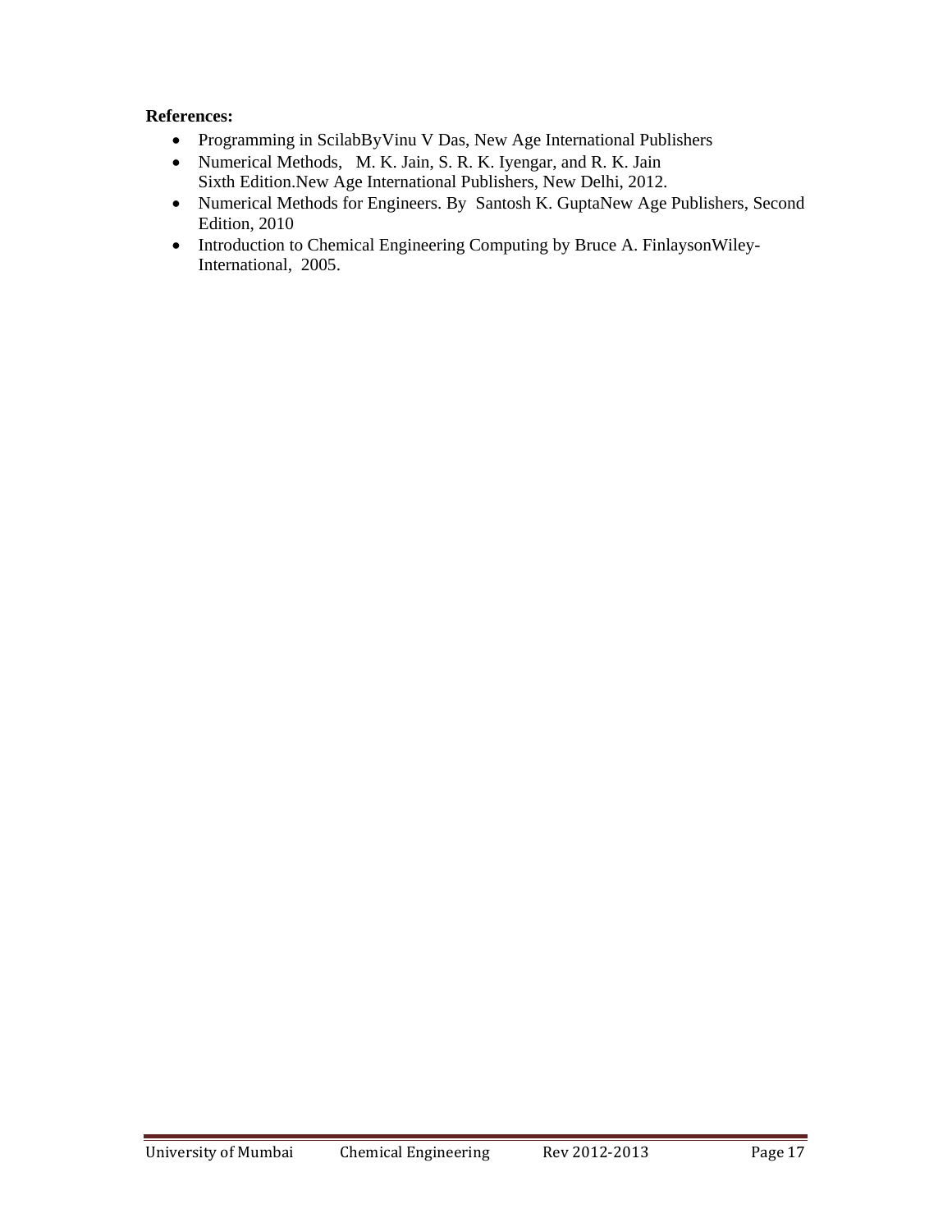**References:**

- Programming in ScilabByVinu V Das, New Age International Publishers
- Numerical Methods, M. K. Jain, S. R. K. Iyengar, and R. K. Jain Sixth Edition.New Age International Publishers, New Delhi, 2012.
- Numerical Methods for Engineers. By Santosh K. GuptaNew Age Publishers, Second Edition, 2010
- Introduction to Chemical Engineering Computing by Bruce A. FinlaysonWiley-International, 2005.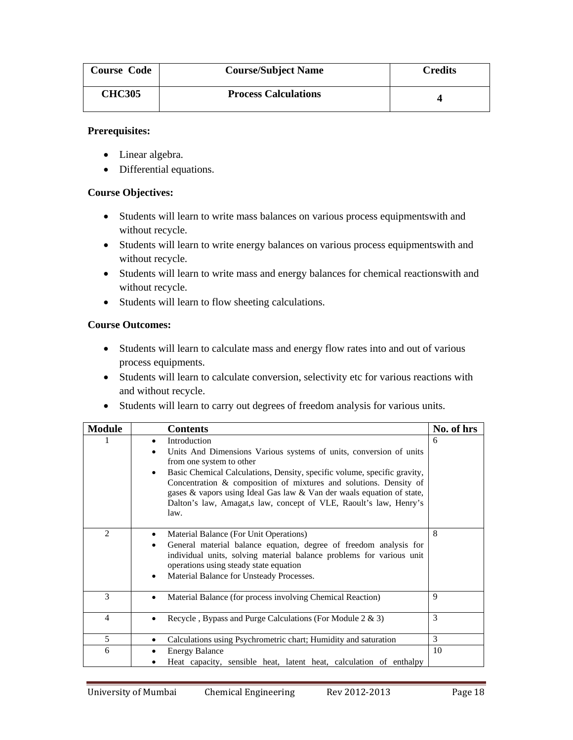| Course Code | Course/Subject Name | Credits |
|---|---|---|
| CHC305 | Process Calculations | 4 |

**Prerequisites:**

- Linear algebra.
- Differential equations.

**Course Objectives:**

- Students will learn to write mass balances on various process equipmentswith and without recycle.
- Students will learn to write energy balances on various process equipmentswith and without recycle.
- Students will learn to write mass and energy balances for chemical reactionswith and without recycle.
- Students will learn to flow sheeting calculations.

**Course Outcomes:**

- Students will learn to calculate mass and energy flow rates into and out of various process equipments.
- Students will learn to calculate conversion, selectivity etc for various reactions with and without recycle.
- Students will learn to carry out degrees of freedom analysis for various units.

| Module | Contents | No. of hrs |
|---|---|---|
| 1 | • Introduction<br>• Units And Dimensions Various systems of units, conversion of units from one system to other<br>• Basic Chemical Calculations, Density, specific volume, specific gravity, Concentration & composition of mixtures and solutions. Density of gases & vapors using Ideal Gas law & Van der waals equation of state, Dalton's law, Amagat,s law, concept of VLE, Raoult's law, Henry's law. | 6 |
| 2 | • Material Balance (For Unit Operations)<br>• General material balance equation, degree of freedom analysis for individual units, solving material balance problems for various unit operations using steady state equation<br>• Material Balance for Unsteady Processes. | 8 |
| 3 | • Material Balance (for process involving Chemical Reaction) | 9 |
| 4 | • Recycle , Bypass and Purge Calculations (For Module 2 & 3) | 3 |
| 5 | • Calculations using Psychrometric chart; Humidity and saturation | 3 |
| 6 | • Energy Balance<br>• Heat capacity, sensible heat, latent heat, calculation of enthalpy | 10 |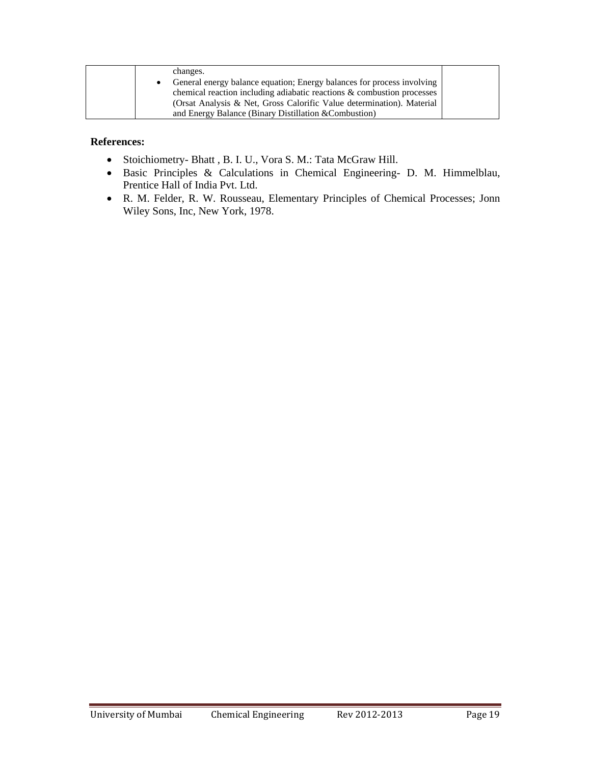| | | |
|---|---|---|
| | changes.<br>• General energy balance equation; Energy balances for process involving chemical reaction including adiabatic reactions & combustion processes (Orsat Analysis & Net, Gross Calorific Value determination). Material and Energy Balance (Binary Distillation &Combustion) | |

**References:**

- Stoichiometry- Bhatt , B. I. U., Vora S. M.: Tata McGraw Hill.
- Basic Principles & Calculations in Chemical Engineering- D. M. Himmelblau, Prentice Hall of India Pvt. Ltd.
- R. M. Felder, R. W. Rousseau, Elementary Principles of Chemical Processes; Jonn Wiley Sons, Inc, New York, 1978.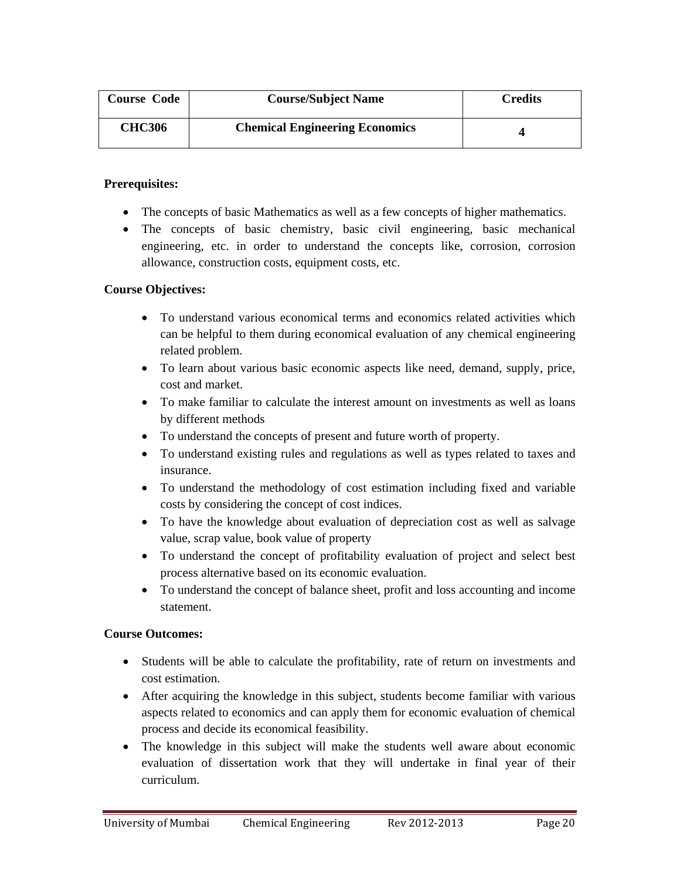| Course Code | Course/Subject Name | Credits |
|---|---|---|
| CHC306 | Chemical Engineering Economics | 4 |

**Prerequisites:**

- The concepts of basic Mathematics as well as a few concepts of higher mathematics.
- The concepts of basic chemistry, basic civil engineering, basic mechanical engineering, etc. in order to understand the concepts like, corrosion, corrosion allowance, construction costs, equipment costs, etc.

**Course Objectives:**

- To understand various economical terms and economics related activities which can be helpful to them during economical evaluation of any chemical engineering related problem.
- To learn about various basic economic aspects like need, demand, supply, price, cost and market.
- To make familiar to calculate the interest amount on investments as well as loans by different methods
- To understand the concepts of present and future worth of property.
- To understand existing rules and regulations as well as types related to taxes and insurance.
- To understand the methodology of cost estimation including fixed and variable costs by considering the concept of cost indices.
- To have the knowledge about evaluation of depreciation cost as well as salvage value, scrap value, book value of property
- To understand the concept of profitability evaluation of project and select best process alternative based on its economic evaluation.
- To understand the concept of balance sheet, profit and loss accounting and income statement.

**Course Outcomes:**

- Students will be able to calculate the profitability, rate of return on investments and cost estimation.
- After acquiring the knowledge in this subject, students become familiar with various aspects related to economics and can apply them for economic evaluation of chemical process and decide its economical feasibility.
- The knowledge in this subject will make the students well aware about economic evaluation of dissertation work that they will undertake in final year of their curriculum.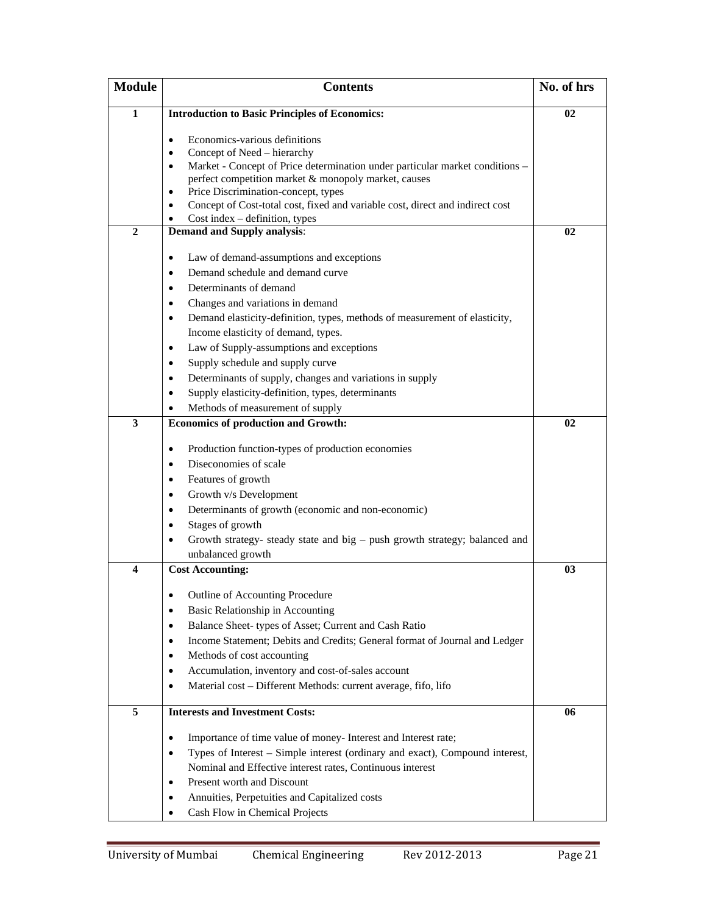| Module | Contents | No. of hrs |
|---|---|---|
| 1 | **Introduction to Basic Principles of Economics:**<br><br>• Economics-various definitions<br>• Concept of Need – hierarchy<br>• Market - Concept of Price determination under particular market conditions – perfect competition market & monopoly market, causes<br>• Price Discrimination-concept, types<br>• Concept of Cost-total cost, fixed and variable cost, direct and indirect cost<br>• Cost index – definition, types | **02** |
| 2 | **Demand and Supply analysis**:<br><br>• Law of demand-assumptions and exceptions<br>• Demand schedule and demand curve<br>• Determinants of demand<br>• Changes and variations in demand<br>• Demand elasticity-definition, types, methods of measurement of elasticity, Income elasticity of demand, types.<br>• Law of Supply-assumptions and exceptions<br>• Supply schedule and supply curve<br>• Determinants of supply, changes and variations in supply<br>• Supply elasticity-definition, types, determinants<br>• Methods of measurement of supply | **02** |
| 3 | **Economics of production and Growth:**<br><br>• Production function-types of production economies<br>• Diseconomies of scale<br>• Features of growth<br>• Growth v/s Development<br>• Determinants of growth (economic and non-economic)<br>• Stages of growth<br>• Growth strategy- steady state and big – push growth strategy; balanced and unbalanced growth | **02** |
| 4 | **Cost Accounting:**<br><br>• Outline of Accounting Procedure<br>• Basic Relationship in Accounting<br>• Balance Sheet- types of Asset; Current and Cash Ratio<br>• Income Statement; Debits and Credits; General format of Journal and Ledger<br>• Methods of cost accounting<br>• Accumulation, inventory and cost-of-sales account<br>• Material cost – Different Methods: current average, fifo, lifo | **03** |
| 5 | **Interests and Investment Costs:**<br><br>• Importance of time value of money- Interest and Interest rate;<br>• Types of Interest – Simple interest (ordinary and exact), Compound interest, Nominal and Effective interest rates, Continuous interest<br>• Present worth and Discount<br>• Annuities, Perpetuities and Capitalized costs<br>• Cash Flow in Chemical Projects | **06** |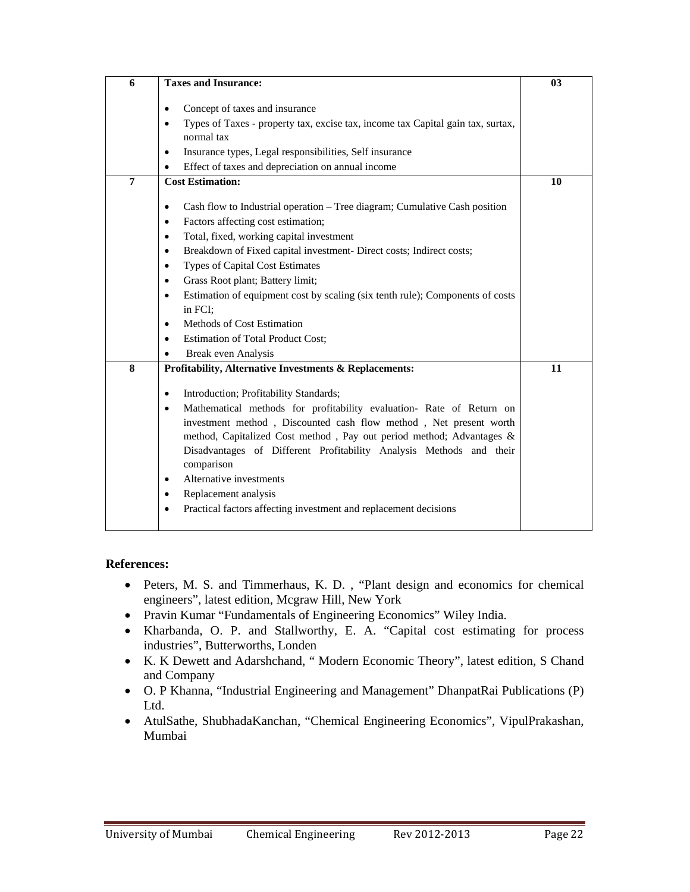| 6 | **Taxes and Insurance:**<br><br>• Concept of taxes and insurance<br>• Types of Taxes - property tax, excise tax, income tax Capital gain tax, surtax, normal tax<br>• Insurance types, Legal responsibilities, Self insurance<br>• Effect of taxes and depreciation on annual income | 03 |
|---|---|---|
| 7 | **Cost Estimation:**<br><br>• Cash flow to Industrial operation – Tree diagram; Cumulative Cash position<br>• Factors affecting cost estimation;<br>• Total, fixed, working capital investment<br>• Breakdown of Fixed capital investment- Direct costs; Indirect costs;<br>• Types of Capital Cost Estimates<br>• Grass Root plant; Battery limit;<br>• Estimation of equipment cost by scaling (six tenth rule); Components of costs in FCI;<br>• Methods of Cost Estimation<br>• Estimation of Total Product Cost;<br>• Break even Analysis | 10 |
| 8 | **Profitability, Alternative Investments & Replacements:**<br><br>• Introduction; Profitability Standards;<br>• Mathematical methods for profitability evaluation- Rate of Return on investment method , Discounted cash flow method , Net present worth method, Capitalized Cost method , Pay out period method; Advantages & Disadvantages of Different Profitability Analysis Methods and their comparison<br>• Alternative investments<br>• Replacement analysis<br>• Practical factors affecting investment and replacement decisions | 11 |

**References:**

- Peters, M. S. and Timmerhaus, K. D. , "Plant design and economics for chemical engineers", latest edition, Mcgraw Hill, New York
- Pravin Kumar "Fundamentals of Engineering Economics" Wiley India.
- Kharbanda, O. P. and Stallworthy, E. A. "Capital cost estimating for process industries", Butterworths, Londen
- K. K Dewett and Adarshchand, " Modern Economic Theory", latest edition, S Chand and Company
- O. P Khanna, "Industrial Engineering and Management" DhanpatRai Publications (P) Ltd.
- AtulSathe, ShubhadaKanchan, "Chemical Engineering Economics", VipulPrakashan, Mumbai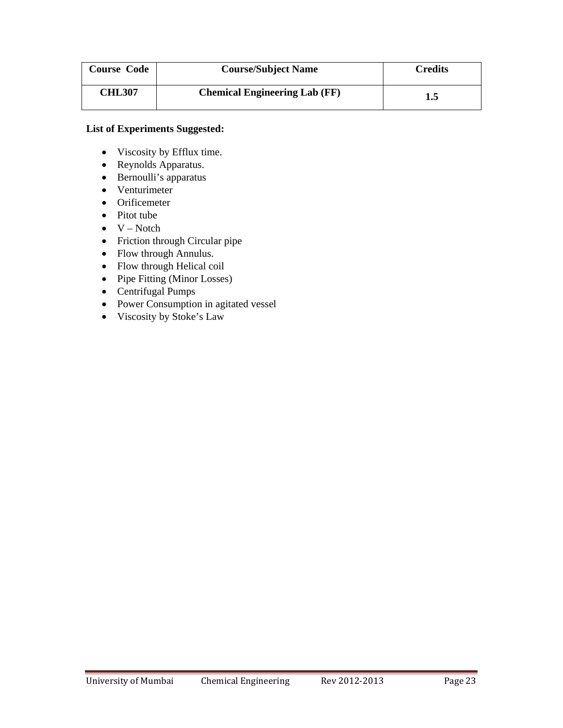| Course Code | Course/Subject Name | Credits |
|---|---|---|
| CHL307 | Chemical Engineering Lab (FF) | 1.5 |

**List of Experiments Suggested:**

- Viscosity by Efflux time.
- Reynolds Apparatus.
- Bernoulli's apparatus
- Venturimeter
- Orificemeter
- Pitot tube
- V – Notch
- Friction through Circular pipe
- Flow through Annulus.
- Flow through Helical coil
- Pipe Fitting (Minor Losses)
- Centrifugal Pumps
- Power Consumption in agitated vessel
- Viscosity by Stoke's Law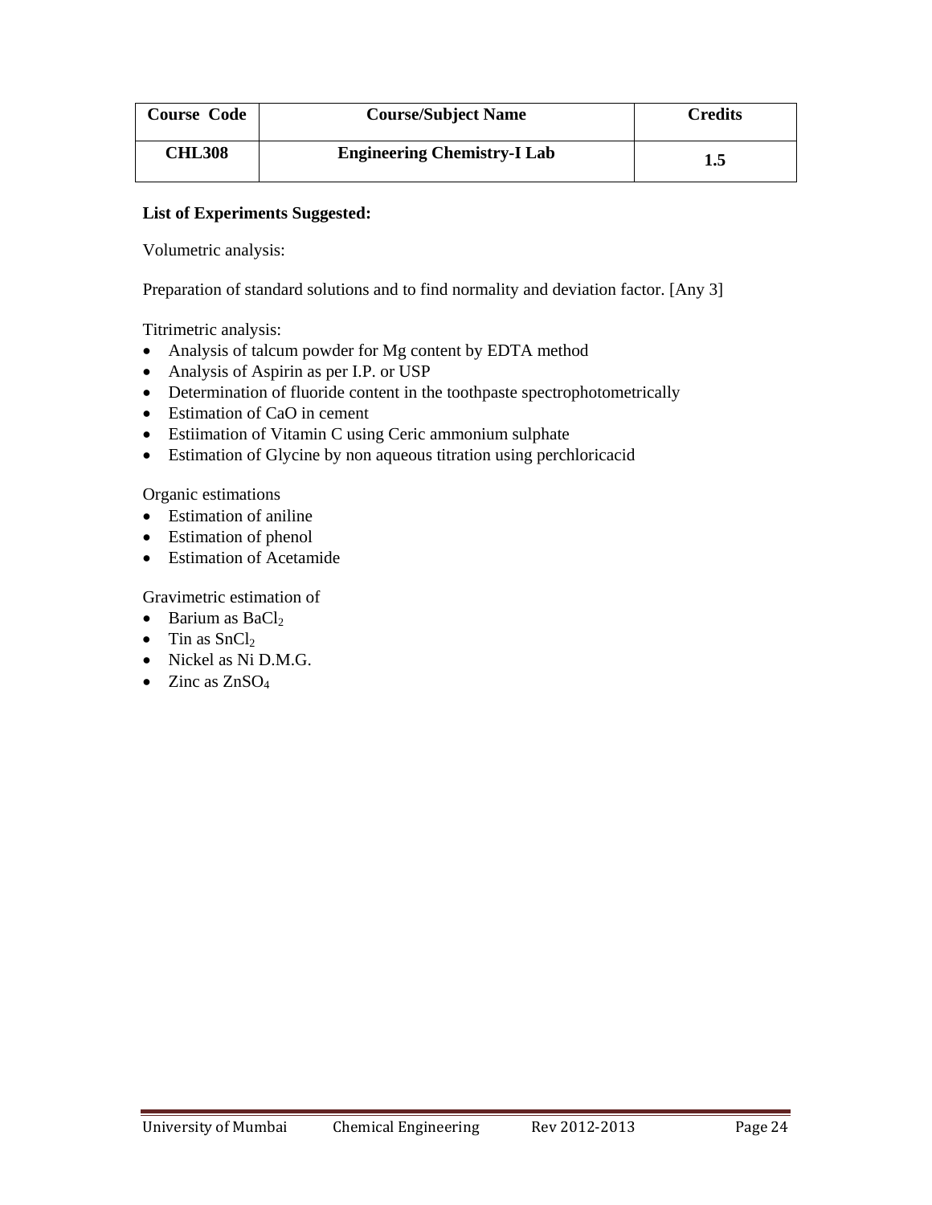| Course Code | Course/Subject Name | Credits |
|---|---|---|
| CHL308 | Engineering Chemistry-I Lab | 1.5 |

**List of Experiments Suggested:**

Volumetric analysis:

Preparation of standard solutions and to find normality and deviation factor. [Any 3]

Titrimetric analysis:

- Analysis of talcum powder for Mg content by EDTA method
- Analysis of Aspirin as per I.P. or USP
- Determination of fluoride content in the toothpaste spectrophotometrically
- Estimation of CaO in cement
- Estiimation of Vitamin C using Ceric ammonium sulphate
- Estimation of Glycine by non aqueous titration using perchloricacid

Organic estimations

- Estimation of aniline
- Estimation of phenol
- Estimation of Acetamide

Gravimetric estimation of

- Barium as $BaCl_2$
- Tin as $SnCl_2$
- Nickel as Ni D.M.G.
- Zinc as $ZnSO_4$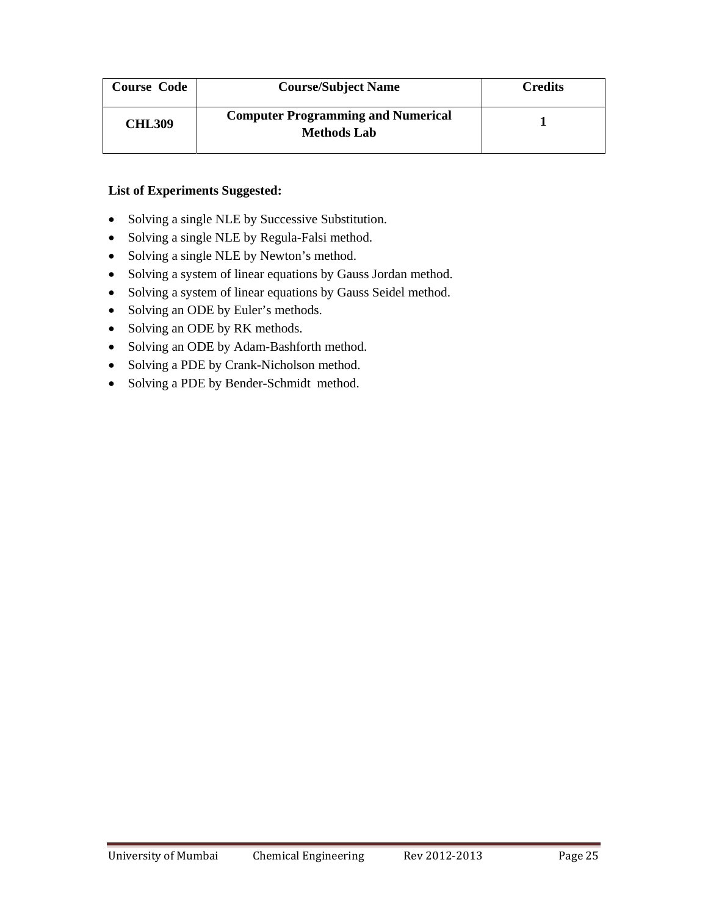| Course Code | Course/Subject Name | Credits |
|---|---|---|
| **CHL309** | **Computer Programming and Numerical Methods Lab** | **1** |

**List of Experiments Suggested:**

- Solving a single NLE by Successive Substitution.
- Solving a single NLE by Regula-Falsi method.
- Solving a single NLE by Newton's method.
- Solving a system of linear equations by Gauss Jordan method.
- Solving a system of linear equations by Gauss Seidel method.
- Solving an ODE by Euler's methods.
- Solving an ODE by RK methods.
- Solving an ODE by Adam-Bashforth method.
- Solving a PDE by Crank-Nicholson method.
- Solving a PDE by Bender-Schmidt method.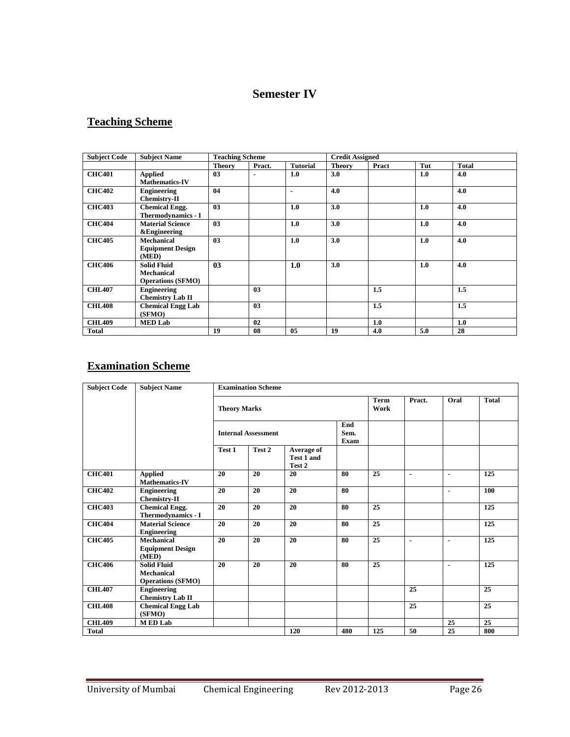# Semester IV

## Teaching Scheme

| Subject Code | Subject Name | Teaching Scheme | | | Credit Assigned | | | |
|---|---|---|---|---|---|---|---|---|
| | | Theory | Pract. | Tutorial | Theory | Pract | Tut | Total |
| CHC401 | Applied Mathematics-IV | 03 | - | 1.0 | 3.0 | | 1.0 | 4.0 |
| CHC402 | Engineering Chemistry-II | 04 | | - | 4.0 | | | 4.0 |
| CHC403 | Chemical Engg. Thermodynamics - I | 03 | | 1.0 | 3.0 | | 1.0 | 4.0 |
| CHC404 | Material Science &Engineering | 03 | | 1.0 | 3.0 | | 1.0 | 4.0 |
| CHC405 | Mechanical Equipment Design (MED) | 03 | | 1.0 | 3.0 | | 1.0 | 4.0 |
| CHC406 | Solid Fluid Mechanical Operations (SFMO) | 03 | | 1.0 | 3.0 | | 1.0 | 4.0 |
| CHL407 | Engineering Chemistry Lab II | | 03 | | | 1.5 | | 1.5 |
| CHL408 | Chemical Engg Lab (SFMO) | | 03 | | | 1.5 | | 1.5 |
| CHL409 | MED Lab | | 02 | | | 1.0 | | 1.0 |
| Total | | 19 | 08 | 05 | 19 | 4.0 | 5.0 | 28 |

## Examination Scheme

| Subject Code | Subject Name | Examination Scheme | | | | | | | |
|---|---|---|---|---|---|---|---|---|---|
| | | Theory Marks | | | | Term Work | Pract. | Oral | Total |
| | | Internal Assessment | | | End Sem. Exam | | | | |
| | | Test 1 | Test 2 | Average of Test 1 and Test 2 | | | | | |
| CHC401 | Applied Mathematics-IV | 20 | 20 | 20 | 80 | 25 | - | - | 125 |
| CHC402 | Engineering Chemistry-II | 20 | 20 | 20 | 80 | | | - | 100 |
| CHC403 | Chemical Engg. Thermodynamics - I | 20 | 20 | 20 | 80 | 25 | | | 125 |
| CHC404 | Material Science Engineering | 20 | 20 | 20 | 80 | 25 | | | 125 |
| CHC405 | Mechanical Equipment Design (MED) | 20 | 20 | 20 | 80 | 25 | - | - | 125 |
| CHC406 | Solid Fluid Mechanical Operations (SFMO) | 20 | 20 | 20 | 80 | 25 | | - | 125 |
| CHL407 | Engineering Chemistry Lab II | | | | | | 25 | | 25 |
| CHL408 | Chemical Engg Lab (SFMO) | | | | | | 25 | | 25 |
| CHL409 | M ED Lab | | | | | | | 25 | 25 |
| Total | | | | 120 | 480 | 125 | 50 | 25 | 800 |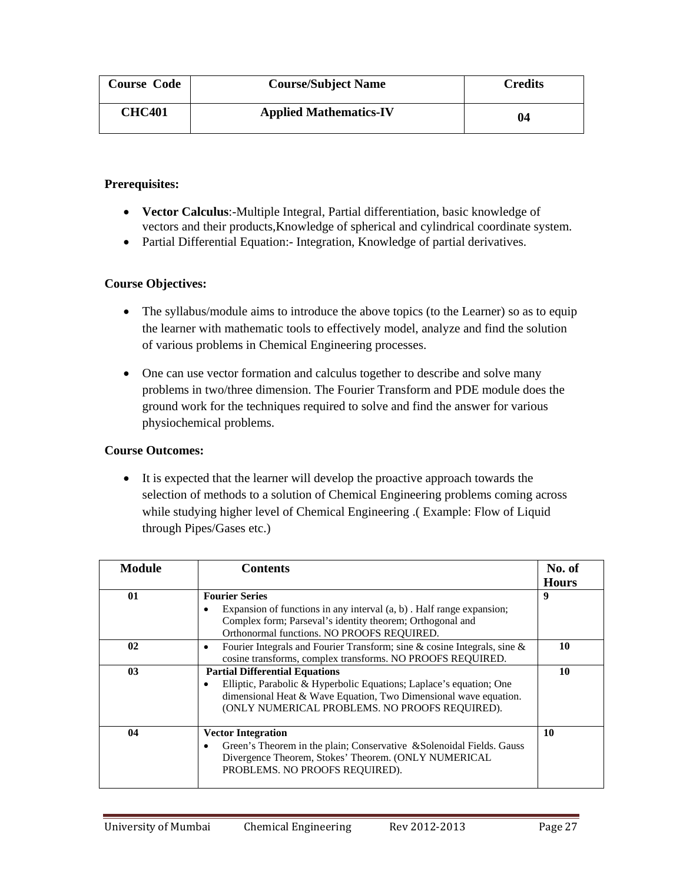| Course Code | Course/Subject Name | Credits |
|---|---|---|
| CHC401 | Applied Mathematics-IV | 04 |

**Prerequisites:**

- **Vector Calculus**:-Multiple Integral, Partial differentiation, basic knowledge of vectors and their products,Knowledge of spherical and cylindrical coordinate system.
- Partial Differential Equation:- Integration, Knowledge of partial derivatives.

**Course Objectives:**

- The syllabus/module aims to introduce the above topics (to the Learner) so as to equip the learner with mathematic tools to effectively model, analyze and find the solution of various problems in Chemical Engineering processes.
- One can use vector formation and calculus together to describe and solve many problems in two/three dimension. The Fourier Transform and PDE module does the ground work for the techniques required to solve and find the answer for various physiochemical problems.

**Course Outcomes:**

- It is expected that the learner will develop the proactive approach towards the selection of methods to a solution of Chemical Engineering problems coming across while studying higher level of Chemical Engineering .( Example: Flow of Liquid through Pipes/Gases etc.)

| Module | Contents | No. of Hours |
|---|---|---|
| 01 | **Fourier Series**<br>• Expansion of functions in any interval (a, b) . Half range expansion; Complex form; Parseval's identity theorem; Orthogonal and Orthonormal functions. NO PROOFS REQUIRED. | 9 |
| 02 | • Fourier Integrals and Fourier Transform; sine & cosine Integrals, sine & cosine transforms, complex transforms. NO PROOFS REQUIRED. | 10 |
| 03 | **Partial Differential Equations**<br>• Elliptic, Parabolic & Hyperbolic Equations; Laplace's equation; One dimensional Heat & Wave Equation, Two Dimensional wave equation. (ONLY NUMERICAL PROBLEMS. NO PROOFS REQUIRED). | 10 |
| 04 | **Vector Integration**<br>• Green's Theorem in the plain; Conservative &Solenoidal Fields. Gauss Divergence Theorem, Stokes' Theorem. (ONLY NUMERICAL PROBLEMS. NO PROOFS REQUIRED). | 10 |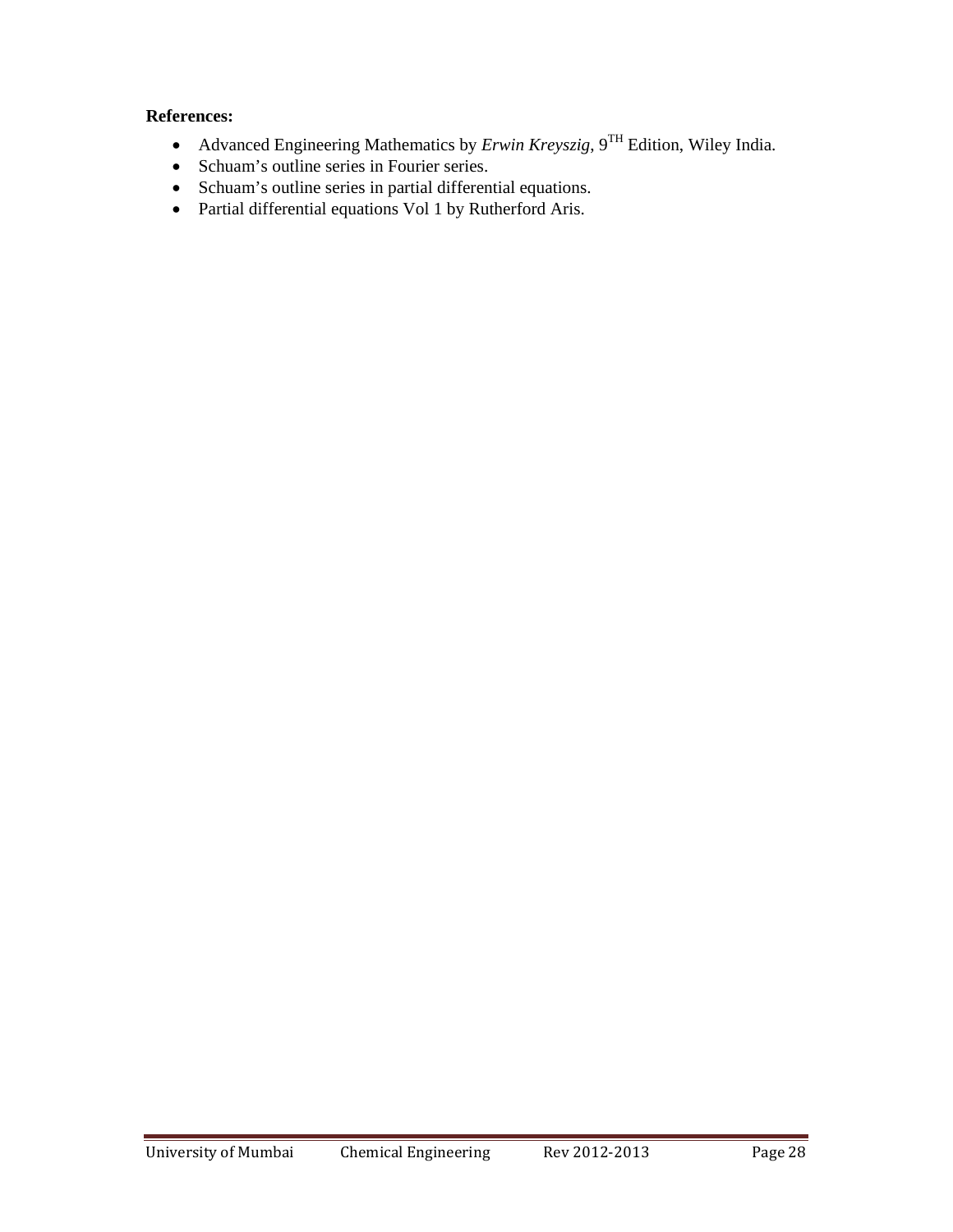**References:**

- Advanced Engineering Mathematics by *Erwin Kreyszig*, $9^{TH}$ Edition, Wiley India.
- Schuam's outline series in Fourier series.
- Schuam's outline series in partial differential equations.
- Partial differential equations Vol 1 by Rutherford Aris.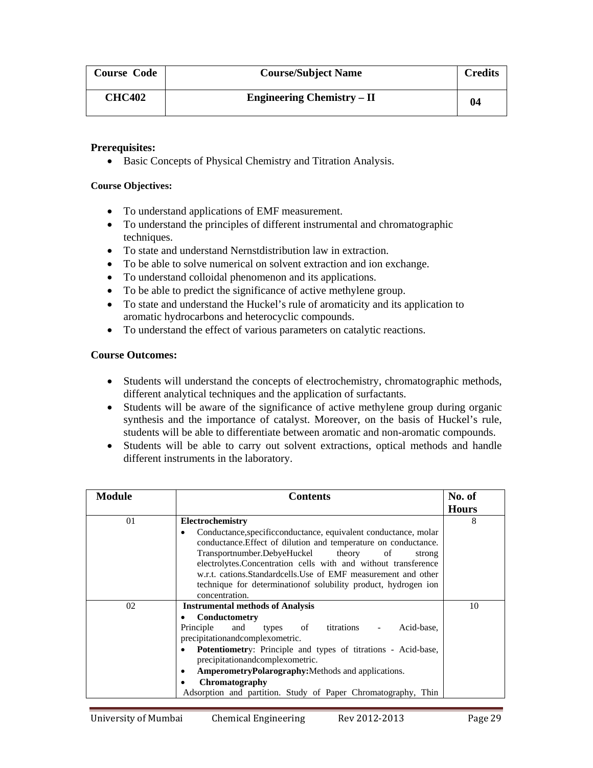| Course Code | Course/Subject Name | Credits |
| --- | --- | --- |
| CHC402 | Engineering Chemistry – II | 04 |

**Prerequisites:**

- Basic Concepts of Physical Chemistry and Titration Analysis.

**Course Objectives:**

- To understand applications of EMF measurement.
- To understand the principles of different instrumental and chromatographic techniques.
- To state and understand Nernstdistribution law in extraction.
- To be able to solve numerical on solvent extraction and ion exchange.
- To understand colloidal phenomenon and its applications.
- To be able to predict the significance of active methylene group.
- To state and understand the Huckel's rule of aromaticity and its application to aromatic hydrocarbons and heterocyclic compounds.
- To understand the effect of various parameters on catalytic reactions.

**Course Outcomes:**

- Students will understand the concepts of electrochemistry, chromatographic methods, different analytical techniques and the application of surfactants.
- Students will be aware of the significance of active methylene group during organic synthesis and the importance of catalyst. Moreover, on the basis of Huckel's rule, students will be able to differentiate between aromatic and non-aromatic compounds.
- Students will be able to carry out solvent extractions, optical methods and handle different instruments in the laboratory.

| Module | Contents | No. of Hours |
| --- | --- | --- |
| 01 | **Electrochemistry**<br>• Conductance,specificconductance, equivalent conductance, molar conductance.Effect of dilution and temperature on conductance. Transportnumber.DebyeHuckel theory of strong electrolytes.Concentration cells with and without transference w.r.t. cations.Standardcells.Use of EMF measurement and other technique for determinationof solubility product, hydrogen ion concentration. | 8 |
| 02 | **Instrumental methods of Analysis**<br>• **Conductometry**<br>Principle and types of titrations - Acid-base, precipitationandcomplexometric.<br>• **Potentiometr**y: Principle and types of titrations - Acid-base, precipitationandcomplexometric.<br>• **AmperometryPolarography:**Methods and applications.<br>• **Chromatography**<br>Adsorption and partition. Study of Paper Chromatography, Thin | 10 |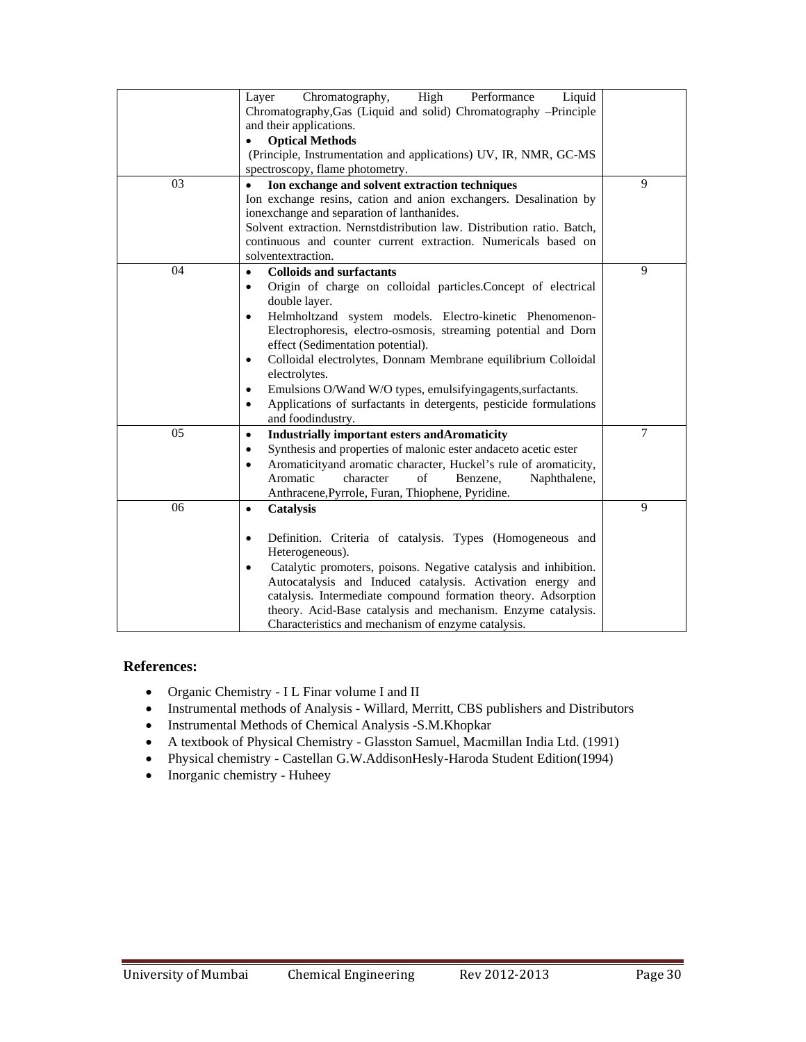| | | |
|---|---|---|
| | Layer Chromatography, High Performance Liquid Chromatography,Gas (Liquid and solid) Chromatography –Principle and their applications. <br>• **Optical Methods** <br>(Principle, Instrumentation and applications) UV, IR, NMR, GC-MS spectroscopy, flame photometry. | |
| 03 | • **Ion exchange and solvent extraction techniques** <br>Ion exchange resins, cation and anion exchangers. Desalination by ionexchange and separation of lanthanides. <br>Solvent extraction. Nernstdistribution law. Distribution ratio. Batch, continuous and counter current extraction. Numericals based on solventextraction. | 9 |
| 04 | • **Colloids and surfactants** <br>• Origin of charge on colloidal particles.Concept of electrical double layer. <br>• Helmholtzand system models. Electro-kinetic Phenomenon- Electrophoresis, electro-osmosis, streaming potential and Dorn effect (Sedimentation potential). <br>• Colloidal electrolytes, Donnam Membrane equilibrium Colloidal electrolytes. <br>• Emulsions O/Wand W/O types, emulsifyingagents,surfactants. <br>• Applications of surfactants in detergents, pesticide formulations and foodindustry. | 9 |
| 05 | • **Industrially important esters andAromaticity** <br>• Synthesis and properties of malonic ester andaceto acetic ester <br>• Aromaticityand aromatic character, Huckel's rule of aromaticity, Aromatic character of Benzene, Naphthalene, Anthracene,Pyrrole, Furan, Thiophene, Pyridine. | 7 |
| 06 | • **Catalysis** <br>• Definition. Criteria of catalysis. Types (Homogeneous and Heterogeneous). <br>• Catalytic promoters, poisons. Negative catalysis and inhibition. Autocatalysis and Induced catalysis. Activation energy and catalysis. Intermediate compound formation theory. Adsorption theory. Acid-Base catalysis and mechanism. Enzyme catalysis. Characteristics and mechanism of enzyme catalysis. | 9 |

**References:**

- Organic Chemistry - I L Finar volume I and II
- Instrumental methods of Analysis - Willard, Merritt, CBS publishers and Distributors
- Instrumental Methods of Chemical Analysis -S.M.Khopkar
- A textbook of Physical Chemistry - Glasston Samuel, Macmillan India Ltd. (1991)
- Physical chemistry - Castellan G.W.AddisonHesly-Haroda Student Edition(1994)
- Inorganic chemistry - Huheey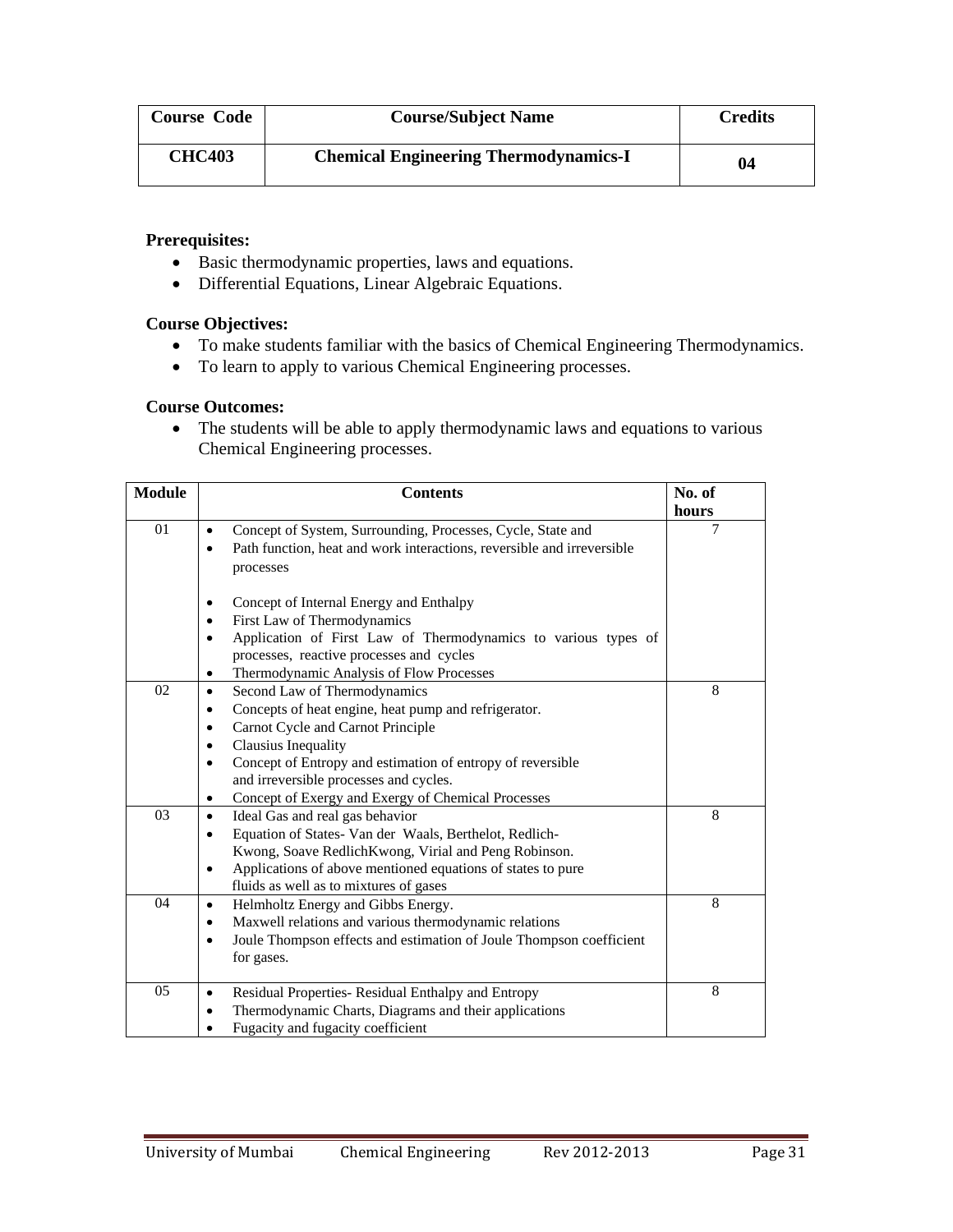| Course Code | Course/Subject Name | Credits |
| --- | --- | --- |
| CHC403 | Chemical Engineering Thermodynamics-I | 04 |

**Prerequisites:**

- Basic thermodynamic properties, laws and equations.
- Differential Equations, Linear Algebraic Equations.

**Course Objectives:**

- To make students familiar with the basics of Chemical Engineering Thermodynamics.
- To learn to apply to various Chemical Engineering processes.

**Course Outcomes:**

- The students will be able to apply thermodynamic laws and equations to various Chemical Engineering processes.

| Module | Contents | No. of hours |
| --- | --- | --- |
| 01 | • Concept of System, Surrounding, Processes, Cycle, State and<br>• Path function, heat and work interactions, reversible and irreversible processes<br><br>• Concept of Internal Energy and Enthalpy<br>• First Law of Thermodynamics<br>• Application of First Law of Thermodynamics to various types of processes, reactive processes and cycles<br>• Thermodynamic Analysis of Flow Processes | 7 |
| 02 | • Second Law of Thermodynamics<br>• Concepts of heat engine, heat pump and refrigerator.<br>• Carnot Cycle and Carnot Principle<br>• Clausius Inequality<br>• Concept of Entropy and estimation of entropy of reversible and irreversible processes and cycles.<br>• Concept of Exergy and Exergy of Chemical Processes | 8 |
| 03 | • Ideal Gas and real gas behavior<br>• Equation of States- Van der Waals, Berthelot, Redlich-Kwong, Soave RedlichKwong, Virial and Peng Robinson.<br>• Applications of above mentioned equations of states to pure fluids as well as to mixtures of gases | 8 |
| 04 | • Helmholtz Energy and Gibbs Energy.<br>• Maxwell relations and various thermodynamic relations<br>• Joule Thompson effects and estimation of Joule Thompson coefficient for gases. | 8 |
| 05 | • Residual Properties- Residual Enthalpy and Entropy<br>• Thermodynamic Charts, Diagrams and their applications<br>• Fugacity and fugacity coefficient | 8 |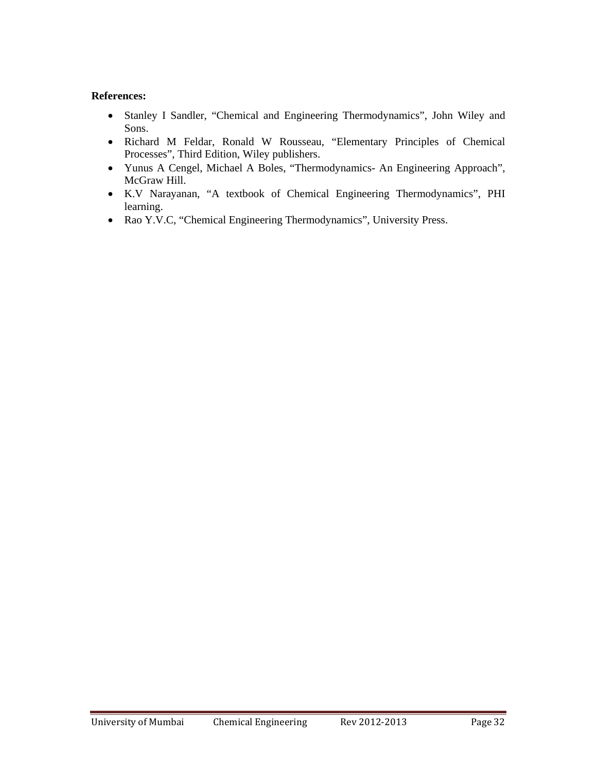**References:**

- Stanley I Sandler, "Chemical and Engineering Thermodynamics", John Wiley and Sons.
- Richard M Feldar, Ronald W Rousseau, "Elementary Principles of Chemical Processes", Third Edition, Wiley publishers.
- Yunus A Cengel, Michael A Boles, "Thermodynamics- An Engineering Approach", McGraw Hill.
- K.V Narayanan, "A textbook of Chemical Engineering Thermodynamics", PHI learning.
- Rao Y.V.C, "Chemical Engineering Thermodynamics", University Press.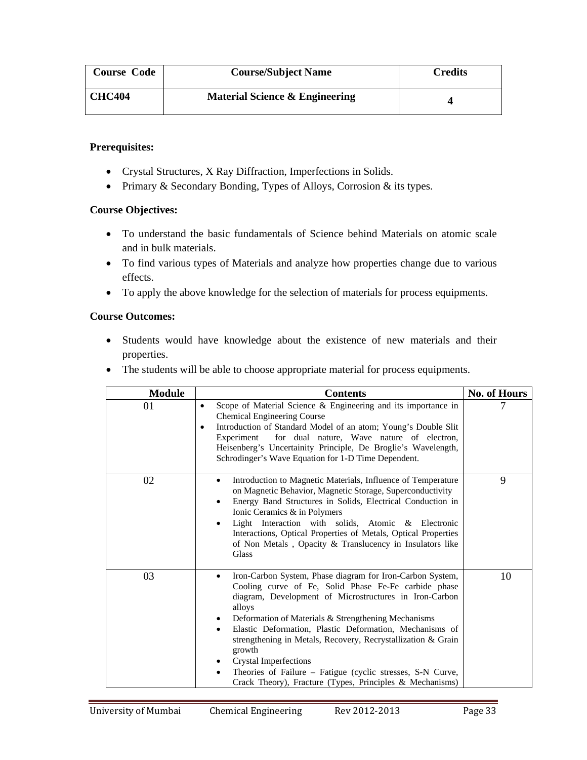| Course Code | Course/Subject Name | Credits |
|---|---|---|
| **CHC404** | **Material Science & Engineering** | **4** |

**Prerequisites:**

- Crystal Structures, X Ray Diffraction, Imperfections in Solids.
- Primary & Secondary Bonding, Types of Alloys, Corrosion & its types.

**Course Objectives:**

- To understand the basic fundamentals of Science behind Materials on atomic scale and in bulk materials.
- To find various types of Materials and analyze how properties change due to various effects.
- To apply the above knowledge for the selection of materials for process equipments.

**Course Outcomes:**

- Students would have knowledge about the existence of new materials and their properties.
- The students will be able to choose appropriate material for process equipments.

| Module | Contents | No. of Hours |
|---|---|---|
| 01 | • Scope of Material Science & Engineering and its importance in Chemical Engineering Course<br>• Introduction of Standard Model of an atom; Young's Double Slit Experiment for dual nature, Wave nature of electron, Heisenberg's Uncertainity Principle, De Broglie's Wavelength, Schrodinger's Wave Equation for 1-D Time Dependent. | 7 |
| 02 | • Introduction to Magnetic Materials, Influence of Temperature on Magnetic Behavior, Magnetic Storage, Superconductivity<br>• Energy Band Structures in Solids, Electrical Conduction in Ionic Ceramics & in Polymers<br>• Light Interaction with solids, Atomic & Electronic Interactions, Optical Properties of Metals, Optical Properties of Non Metals , Opacity & Translucency in Insulators like Glass | 9 |
| 03 | • Iron-Carbon System, Phase diagram for Iron-Carbon System, Cooling curve of Fe, Solid Phase Fe-Fe carbide phase diagram, Development of Microstructures in Iron-Carbon alloys<br>• Deformation of Materials & Strengthening Mechanisms<br>• Elastic Deformation, Plastic Deformation, Mechanisms of strengthening in Metals, Recovery, Recrystallization & Grain growth<br>• Crystal Imperfections<br>• Theories of Failure – Fatigue (cyclic stresses, S-N Curve, Crack Theory), Fracture (Types, Principles & Mechanisms) | 10 |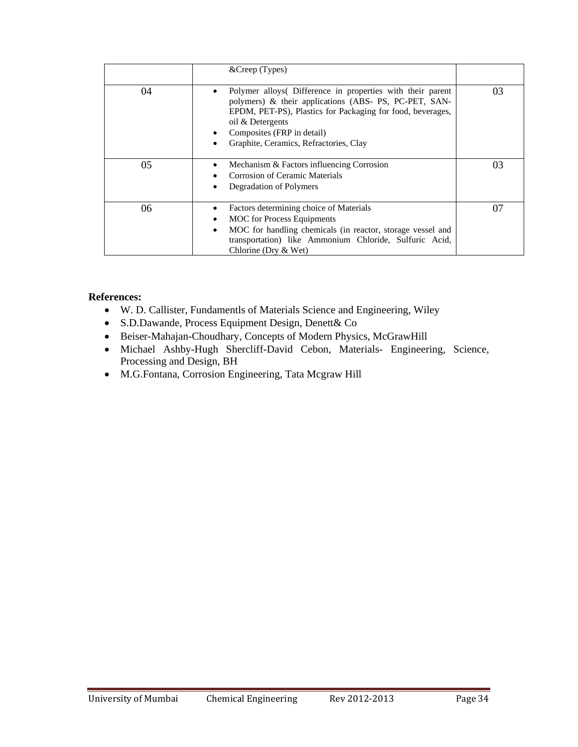| | | |
|---|---|---|
| | &Creep (Types) | |
| 04 | • Polymer alloys( Difference in properties with their parent polymers) & their applications (ABS- PS, PC-PET, SAN-EPDM, PET-PS), Plastics for Packaging for food, beverages, oil & Detergents<br>• Composites (FRP in detail)<br>• Graphite, Ceramics, Refractories, Clay | 03 |
| 05 | • Mechanism & Factors influencing Corrosion<br>• Corrosion of Ceramic Materials<br>• Degradation of Polymers | 03 |
| 06 | • Factors determining choice of Materials<br>• MOC for Process Equipments<br>• MOC for handling chemicals (in reactor, storage vessel and transportation) like Ammonium Chloride, Sulfuric Acid, Chlorine (Dry & Wet) | 07 |

**References:**

- W. D. Callister, Fundamentls of Materials Science and Engineering, Wiley
- S.D.Dawande, Process Equipment Design, Denett& Co
- Beiser-Mahajan-Choudhary, Concepts of Modern Physics, McGrawHill
- Michael Ashby-Hugh Shercliff-David Cebon, Materials- Engineering, Science, Processing and Design, BH
- M.G.Fontana, Corrosion Engineering, Tata Mcgraw Hill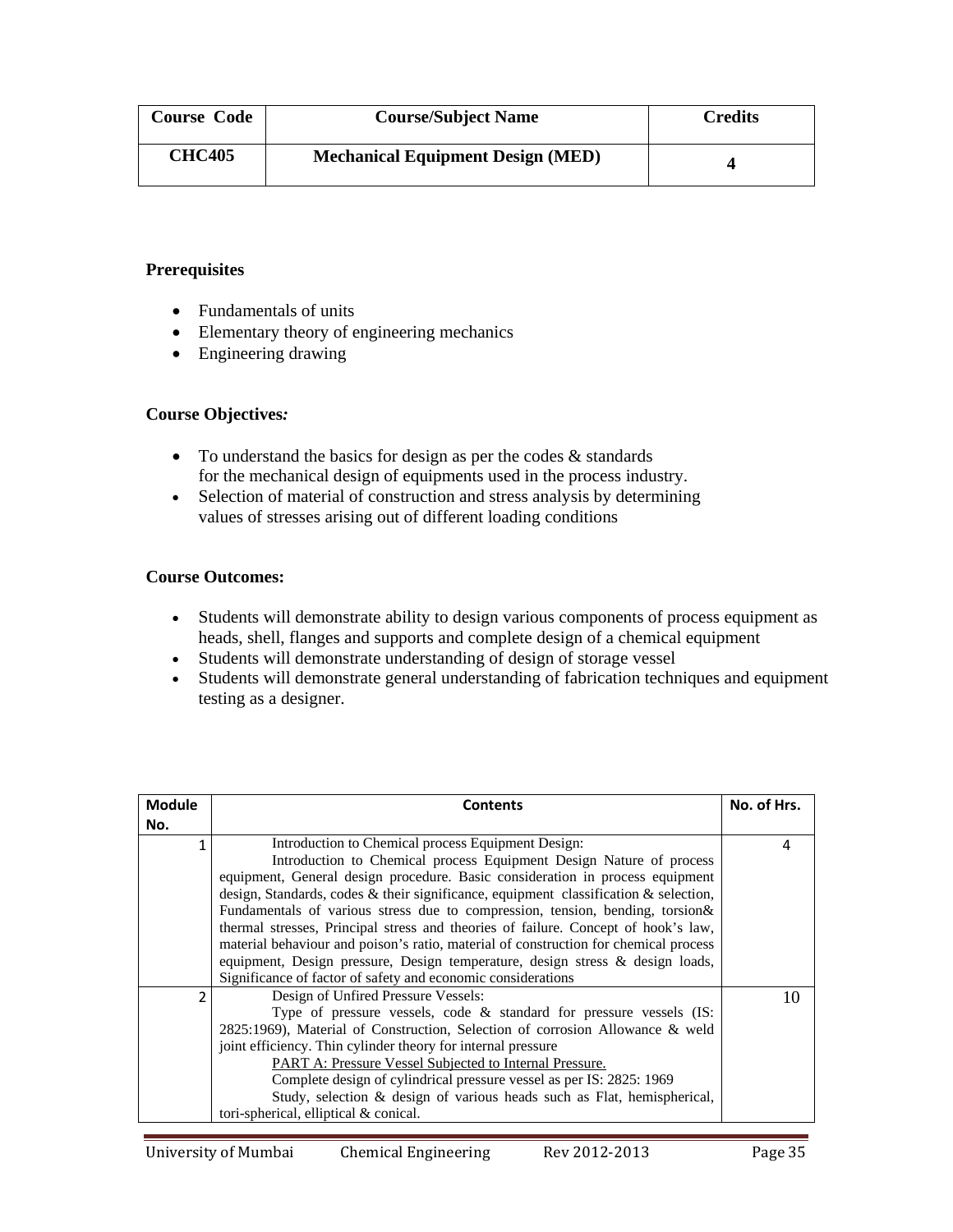| Course Code | Course/Subject Name | Credits |
|---|---|---|
| CHC405 | Mechanical Equipment Design (MED) | 4 |

**Prerequisites**

- Fundamentals of units
- Elementary theory of engineering mechanics
- Engineering drawing

**Course Objectives*:***

- To understand the basics for design as per the codes & standards for the mechanical design of equipments used in the process industry.
- Selection of material of construction and stress analysis by determining values of stresses arising out of different loading conditions

**Course Outcomes:**

- Students will demonstrate ability to design various components of process equipment as heads, shell, flanges and supports and complete design of a chemical equipment
- Students will demonstrate understanding of design of storage vessel
- Students will demonstrate general understanding of fabrication techniques and equipment testing as a designer.

| Module No. | Contents | No. of Hrs. |
|---|---|---|
| 1 | Introduction to Chemical process Equipment Design:<br>Introduction to Chemical process Equipment Design Nature of process equipment, General design procedure. Basic consideration in process equipment design, Standards, codes & their significance, equipment classification & selection, Fundamentals of various stress due to compression, tension, bending, torsion& thermal stresses, Principal stress and theories of failure. Concept of hook's law, material behaviour and poison's ratio, material of construction for chemical process equipment, Design pressure, Design temperature, design stress & design loads, Significance of factor of safety and economic considerations | 4 |
| 2 | Design of Unfired Pressure Vessels:<br>Type of pressure vessels, code & standard for pressure vessels (IS: 2825:1969), Material of Construction, Selection of corrosion Allowance & weld joint efficiency. Thin cylinder theory for internal pressure<br><u>PART A: Pressure Vessel Subjected to Internal Pressure.</u><br>Complete design of cylindrical pressure vessel as per IS: 2825: 1969<br>Study, selection & design of various heads such as Flat, hemispherical, tori-spherical, elliptical & conical. | 10 |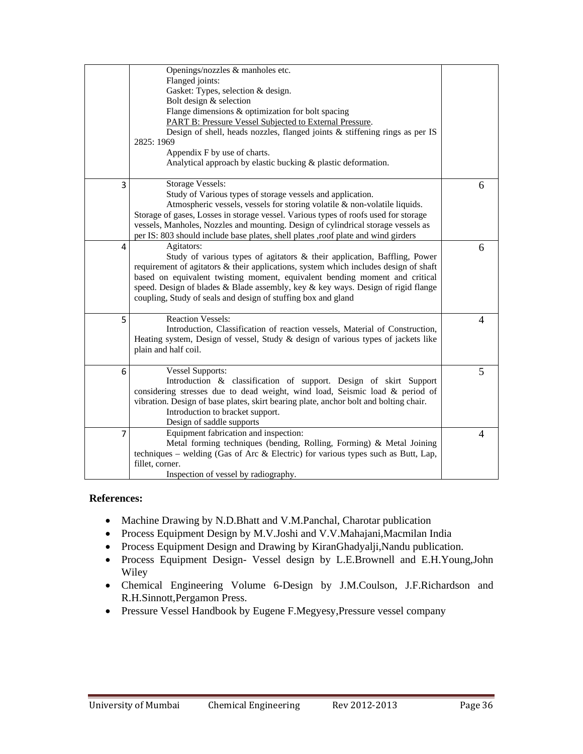| | | |
|---|---|---|
| | Openings/nozzles & manholes etc.<br>Flanged joints:<br>Gasket: Types, selection & design.<br>Bolt design & selection<br>Flange dimensions & optimization for bolt spacing<br><u>PART B: Pressure Vessel Subjected to External Pressure</u>.<br>Design of shell, heads nozzles, flanged joints & stiffening rings as per IS 2825: 1969<br>Appendix F by use of charts.<br>Analytical approach by elastic bucking & plastic deformation. | |
| 3 | Storage Vessels:<br>Study of Various types of storage vessels and application.<br>Atmospheric vessels, vessels for storing volatile & non-volatile liquids. Storage of gases, Losses in storage vessel. Various types of roofs used for storage vessels, Manholes, Nozzles and mounting. Design of cylindrical storage vessels as per IS: 803 should include base plates, shell plates ,roof plate and wind girders | 6 |
| 4 | Agitators:<br>Study of various types of agitators & their application, Baffling, Power requirement of agitators & their applications, system which includes design of shaft based on equivalent twisting moment, equivalent bending moment and critical speed. Design of blades & Blade assembly, key & key ways. Design of rigid flange coupling, Study of seals and design of stuffing box and gland | 6 |
| 5 | Reaction Vessels:<br>Introduction, Classification of reaction vessels, Material of Construction, Heating system, Design of vessel, Study & design of various types of jackets like plain and half coil. | 4 |
| 6 | Vessel Supports:<br>Introduction & classification of support. Design of skirt Support considering stresses due to dead weight, wind load, Seismic load & period of vibration. Design of base plates, skirt bearing plate, anchor bolt and bolting chair.<br>Introduction to bracket support.<br>Design of saddle supports | 5 |
| 7 | Equipment fabrication and inspection:<br>Metal forming techniques (bending, Rolling, Forming) & Metal Joining techniques – welding (Gas of Arc & Electric) for various types such as Butt, Lap, fillet, corner.<br>Inspection of vessel by radiography. | 4 |

**References:**

- Machine Drawing by N.D.Bhatt and V.M.Panchal, Charotar publication
- Process Equipment Design by M.V.Joshi and V.V.Mahajani,Macmilan India
- Process Equipment Design and Drawing by KiranGhadyalji,Nandu publication.
- Process Equipment Design- Vessel design by L.E.Brownell and E.H.Young,John Wiley
- Chemical Engineering Volume 6-Design by J.M.Coulson, J.F.Richardson and R.H.Sinnott,Pergamon Press.
- Pressure Vessel Handbook by Eugene F.Megyesy,Pressure vessel company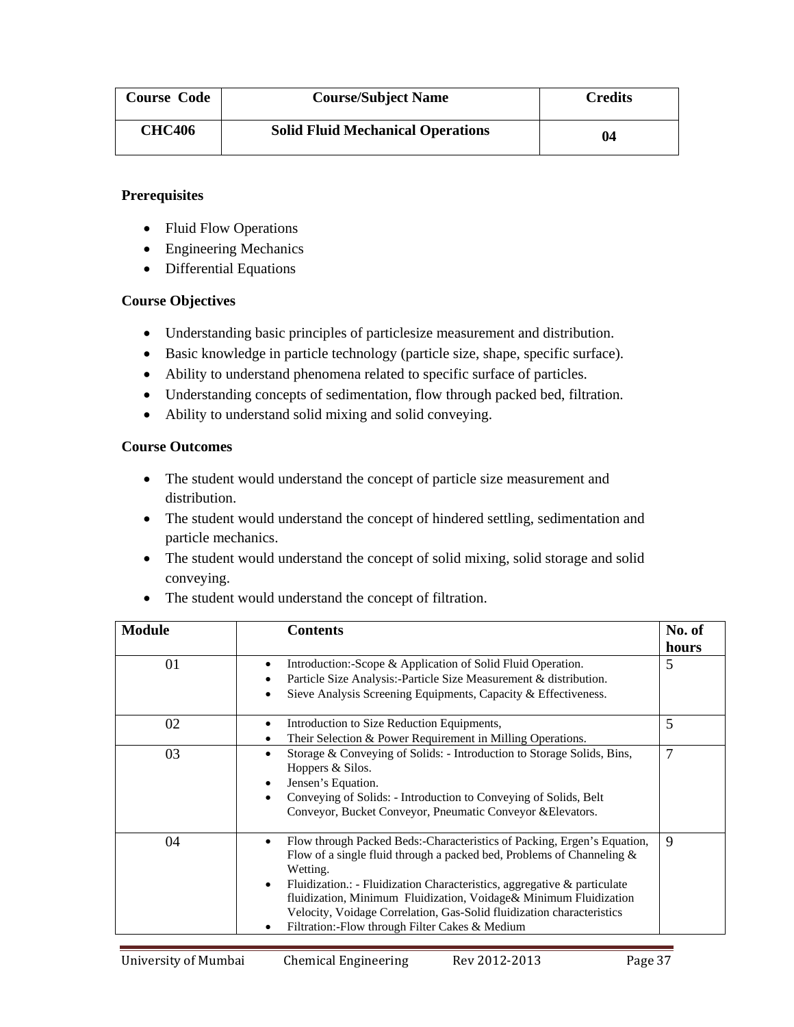| Course Code | Course/Subject Name | Credits |
| --- | --- | --- |
| CHC406 | Solid Fluid Mechanical Operations | 04 |

**Prerequisites**

- Fluid Flow Operations
- Engineering Mechanics
- Differential Equations

**Course Objectives**

- Understanding basic principles of particlesize measurement and distribution.
- Basic knowledge in particle technology (particle size, shape, specific surface).
- Ability to understand phenomena related to specific surface of particles.
- Understanding concepts of sedimentation, flow through packed bed, filtration.
- Ability to understand solid mixing and solid conveying.

**Course Outcomes**

- The student would understand the concept of particle size measurement and distribution.
- The student would understand the concept of hindered settling, sedimentation and particle mechanics.
- The student would understand the concept of solid mixing, solid storage and solid conveying.
- The student would understand the concept of filtration.

| Module | Contents | No. of hours |
| --- | --- | --- |
| 01 | • Introduction:-Scope & Application of Solid Fluid Operation.<br>• Particle Size Analysis:-Particle Size Measurement & distribution.<br>• Sieve Analysis Screening Equipments, Capacity & Effectiveness. | 5 |
| 02 | • Introduction to Size Reduction Equipments,<br>• Their Selection & Power Requirement in Milling Operations. | 5 |
| 03 | • Storage & Conveying of Solids: - Introduction to Storage Solids, Bins, Hoppers & Silos.<br>• Jensen's Equation.<br>• Conveying of Solids: - Introduction to Conveying of Solids, Belt Conveyor, Bucket Conveyor, Pneumatic Conveyor &Elevators. | 7 |
| 04 | • Flow through Packed Beds:-Characteristics of Packing, Ergen's Equation, Flow of a single fluid through a packed bed, Problems of Channeling & Wetting.<br>• Fluidization.: - Fluidization Characteristics, aggregative & particulate fluidization, Minimum Fluidization, Voidage& Minimum Fluidization Velocity, Voidage Correlation, Gas-Solid fluidization characteristics<br>• Filtration:-Flow through Filter Cakes & Medium | 9 |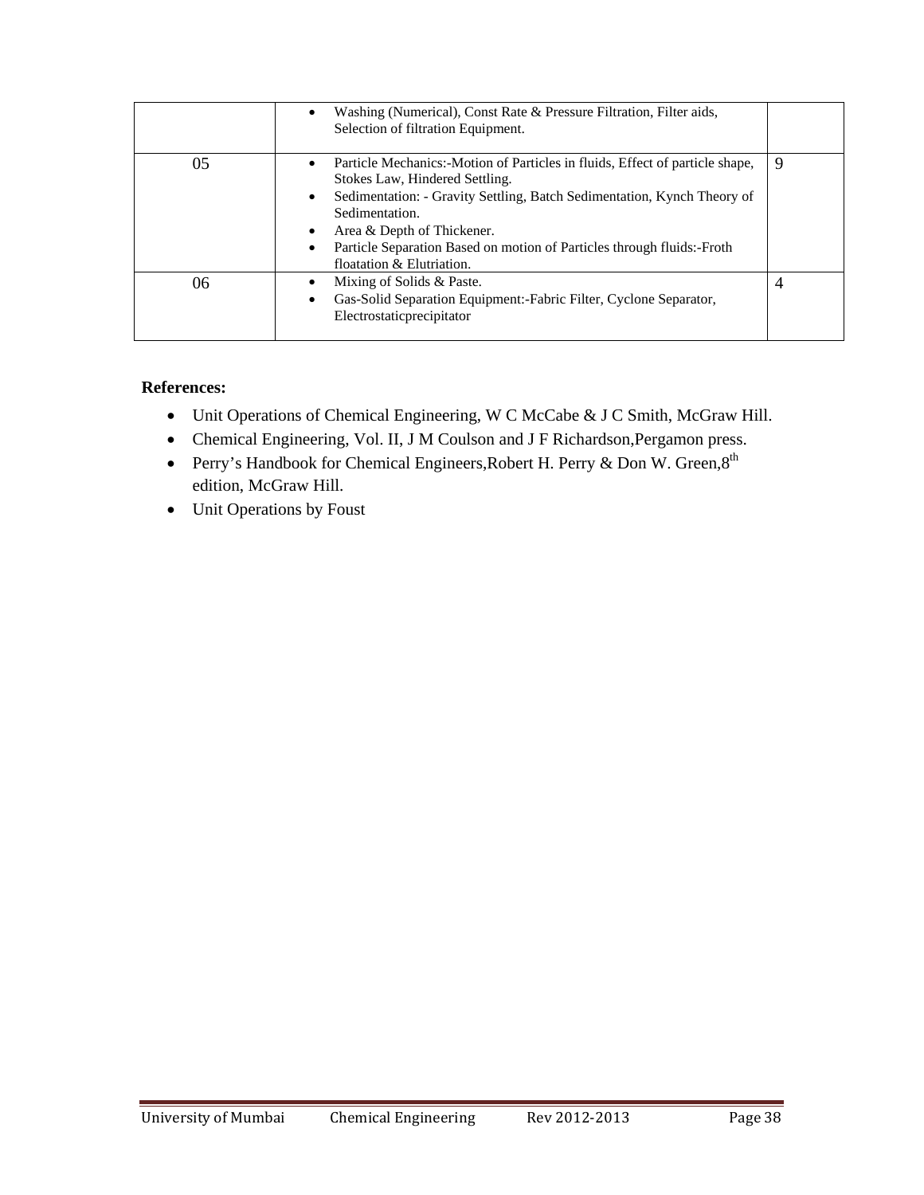| | | |
|---|---|---|
| | • Washing (Numerical), Const Rate & Pressure Filtration, Filter aids, Selection of filtration Equipment. | |
| 05 | • Particle Mechanics:-Motion of Particles in fluids, Effect of particle shape, Stokes Law, Hindered Settling.<br>• Sedimentation: - Gravity Settling, Batch Sedimentation, Kynch Theory of Sedimentation.<br>• Area & Depth of Thickener.<br>• Particle Separation Based on motion of Particles through fluids:-Froth floatation & Elutriation. | 9 |
| 06 | • Mixing of Solids & Paste.<br>• Gas-Solid Separation Equipment:-Fabric Filter, Cyclone Separator, Electrostaticprecipitator | 4 |

**References:**

- Unit Operations of Chemical Engineering, W C McCabe & J C Smith, McGraw Hill.
- Chemical Engineering, Vol. II, J M Coulson and J F Richardson,Pergamon press.
- Perry's Handbook for Chemical Engineers,Robert H. Perry & Don W. Green,8th edition, McGraw Hill.
- Unit Operations by Foust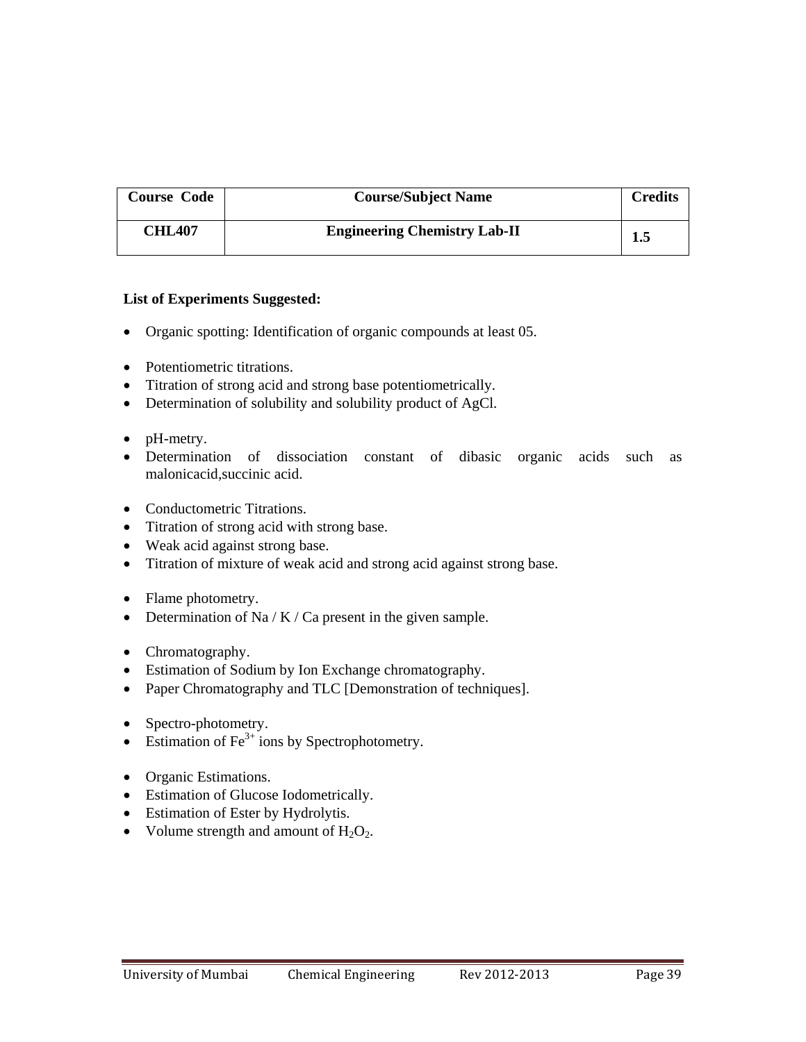| Course Code | Course/Subject Name | Credits |
| --- | --- | --- |
| CHL407 | Engineering Chemistry Lab-II | 1.5 |

**List of Experiments Suggested:**

- Organic spotting: Identification of organic compounds at least 05.

- Potentiometric titrations.
- Titration of strong acid and strong base potentiometrically.
- Determination of solubility and solubility product of AgCl.

- pH-metry.
- Determination of dissociation constant of dibasic organic acids such as malonicacid,succinic acid.

- Conductometric Titrations.
- Titration of strong acid with strong base.
- Weak acid against strong base.
- Titration of mixture of weak acid and strong acid against strong base.

- Flame photometry.
- Determination of Na / K / Ca present in the given sample.

- Chromatography.
- Estimation of Sodium by Ion Exchange chromatography.
- Paper Chromatography and TLC [Demonstration of techniques].

- Spectro-photometry.
- Estimation of $Fe^{3+}$ ions by Spectrophotometry.

- Organic Estimations.
- Estimation of Glucose Iodometrically.
- Estimation of Ester by Hydrolytis.
- Volume strength and amount of $H_2O_2$.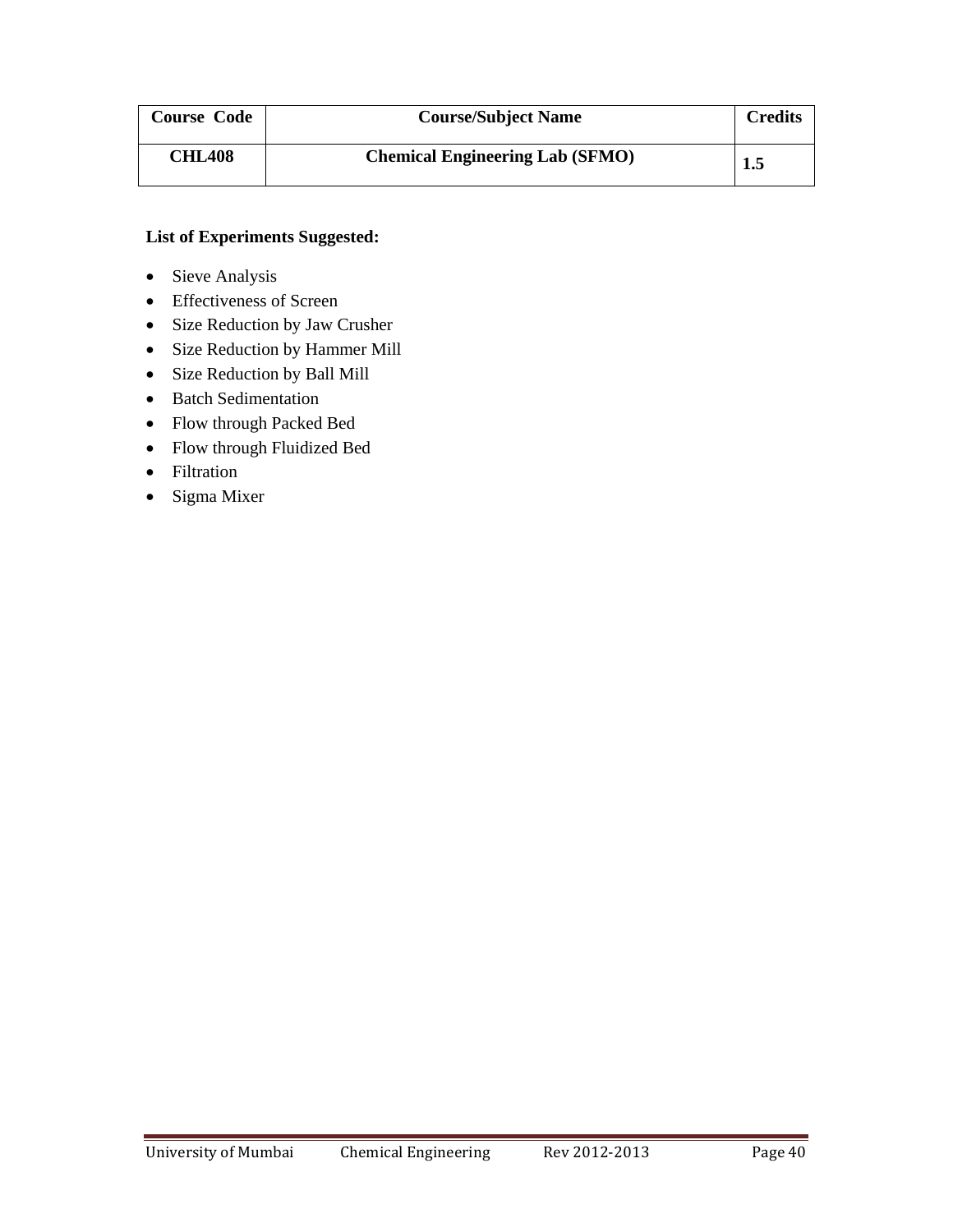| Course Code | Course/Subject Name | Credits |
| --- | --- | --- |
| **CHL408** | **Chemical Engineering Lab (SFMO)** | **1.5** |

**List of Experiments Suggested:**

- Sieve Analysis
- Effectiveness of Screen
- Size Reduction by Jaw Crusher
- Size Reduction by Hammer Mill
- Size Reduction by Ball Mill
- Batch Sedimentation
- Flow through Packed Bed
- Flow through Fluidized Bed
- Filtration
- Sigma Mixer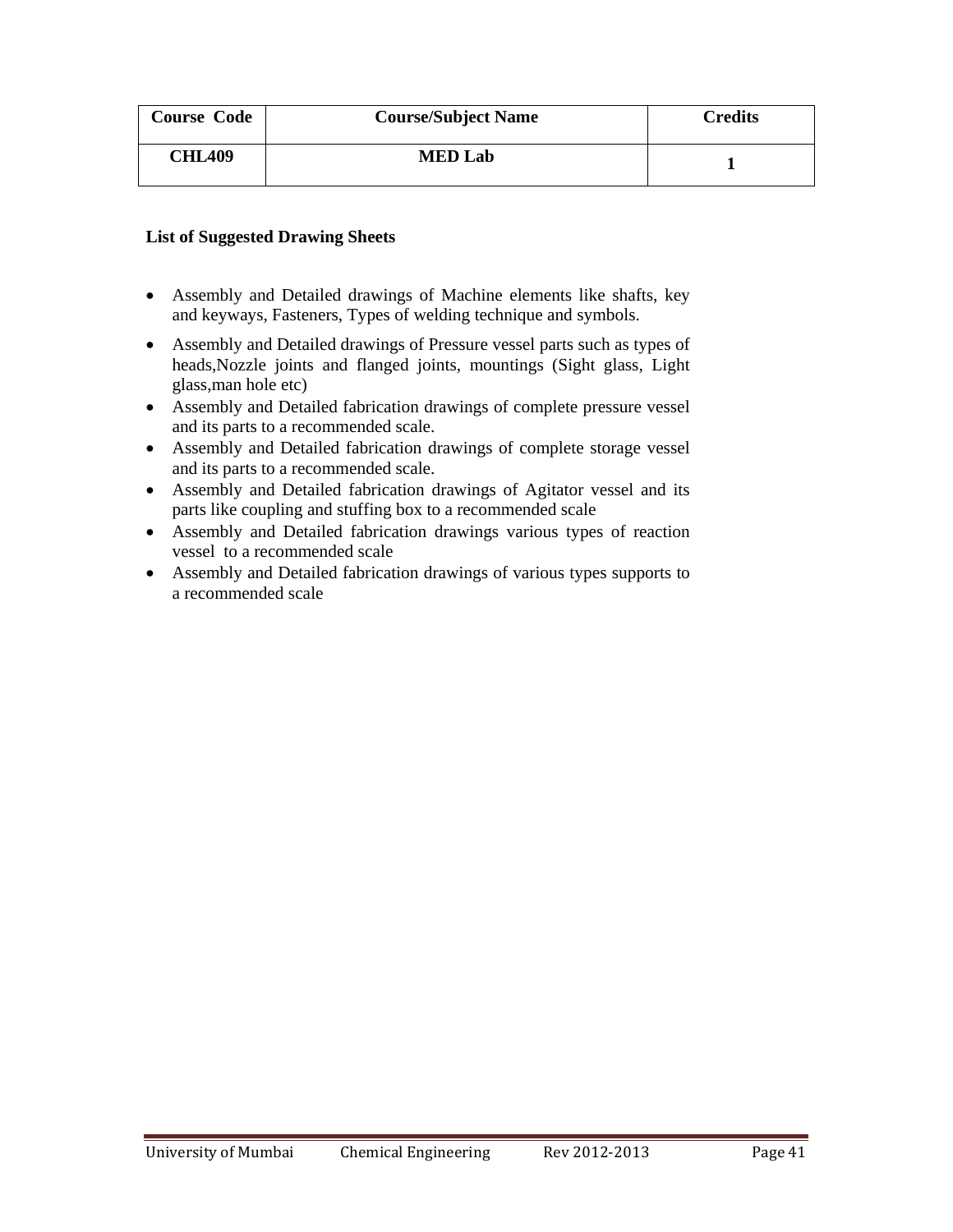| Course Code | Course/Subject Name | Credits |
| --- | --- | --- |
| CHL409 | MED Lab | 1 |

**List of Suggested Drawing Sheets**

- Assembly and Detailed drawings of Machine elements like shafts, key and keyways, Fasteners, Types of welding technique and symbols.
- Assembly and Detailed drawings of Pressure vessel parts such as types of heads,Nozzle joints and flanged joints, mountings (Sight glass, Light glass,man hole etc)
- Assembly and Detailed fabrication drawings of complete pressure vessel and its parts to a recommended scale.
- Assembly and Detailed fabrication drawings of complete storage vessel and its parts to a recommended scale.
- Assembly and Detailed fabrication drawings of Agitator vessel and its parts like coupling and stuffing box to a recommended scale
- Assembly and Detailed fabrication drawings various types of reaction vessel to a recommended scale
- Assembly and Detailed fabrication drawings of various types supports to a recommended scale